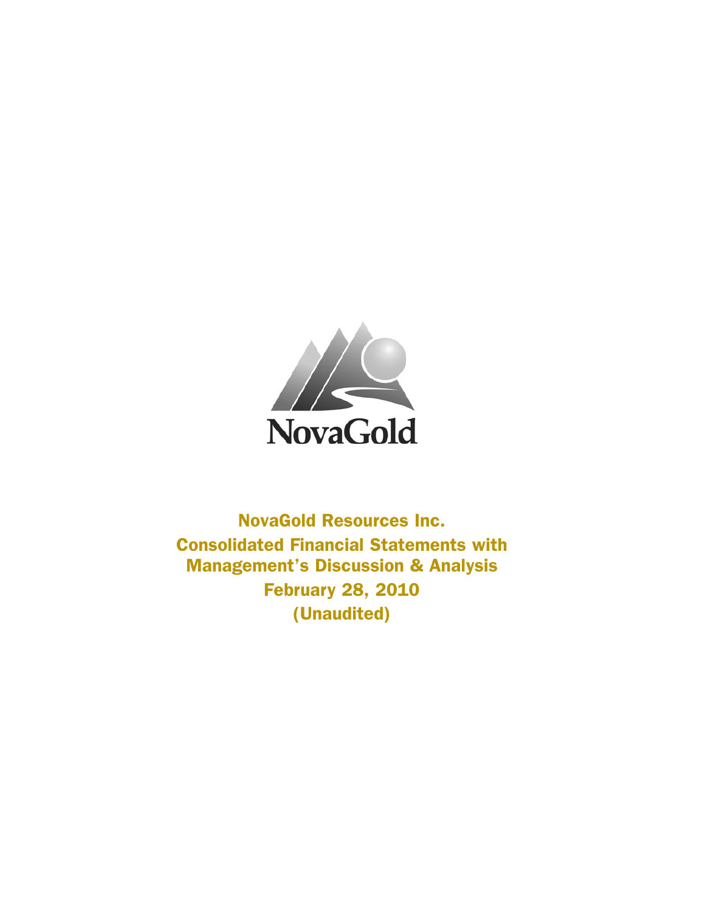NovaGold

# NovaGold Resources Inc.

## Consolidated Financial Statements with Management's Discussion & Analysis

## February 28, 2010

## (Unaudited)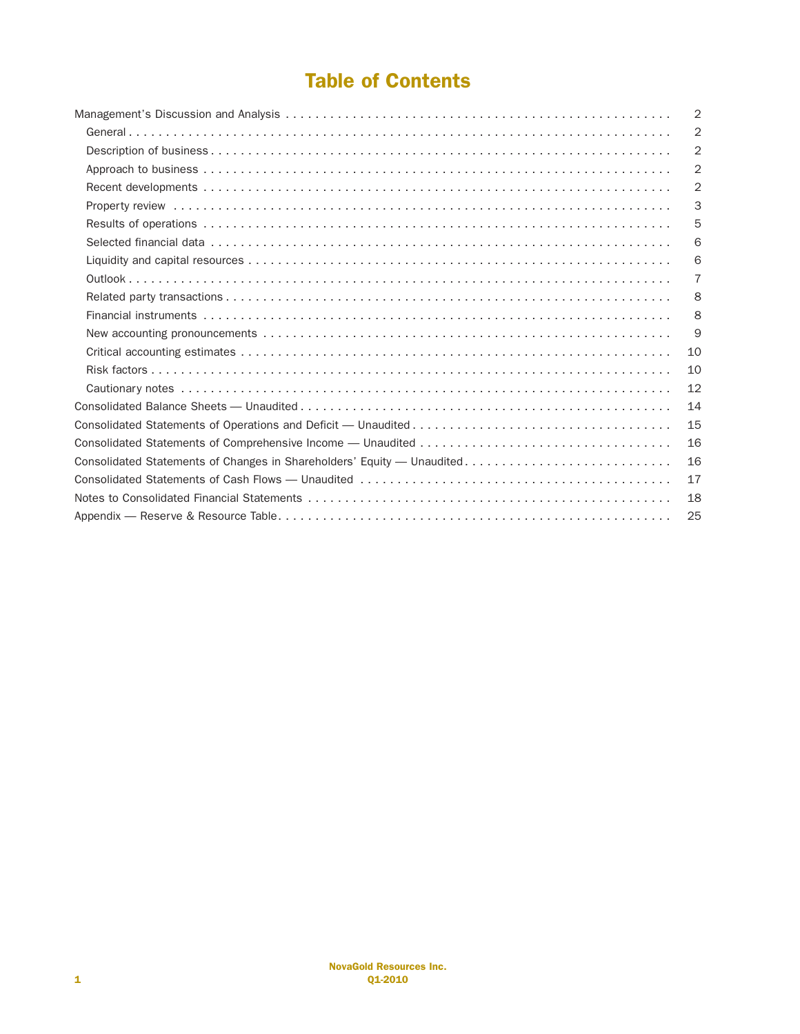# Table of Contents

| | |
|---|---|
| Management's Discussion and Analysis | 2 |
| General | 2 |
| Description of business | 2 |
| Approach to business | 2 |
| Recent developments | 2 |
| Property review | 3 |
| Results of operations | 5 |
| Selected financial data | 6 |
| Liquidity and capital resources | 6 |
| Outlook | 7 |
| Related party transactions | 8 |
| Financial instruments | 8 |
| New accounting pronouncements | 9 |
| Critical accounting estimates | 10 |
| Risk factors | 10 |
| Cautionary notes | 12 |
| Consolidated Balance Sheets — Unaudited | 14 |
| Consolidated Statements of Operations and Deficit — Unaudited | 15 |
| Consolidated Statements of Comprehensive Income — Unaudited | 16 |
| Consolidated Statements of Changes in Shareholders' Equity — Unaudited | 16 |
| Consolidated Statements of Cash Flows — Unaudited | 17 |
| Notes to Consolidated Financial Statements | 18 |
| Appendix — Reserve & Resource Table | 25 |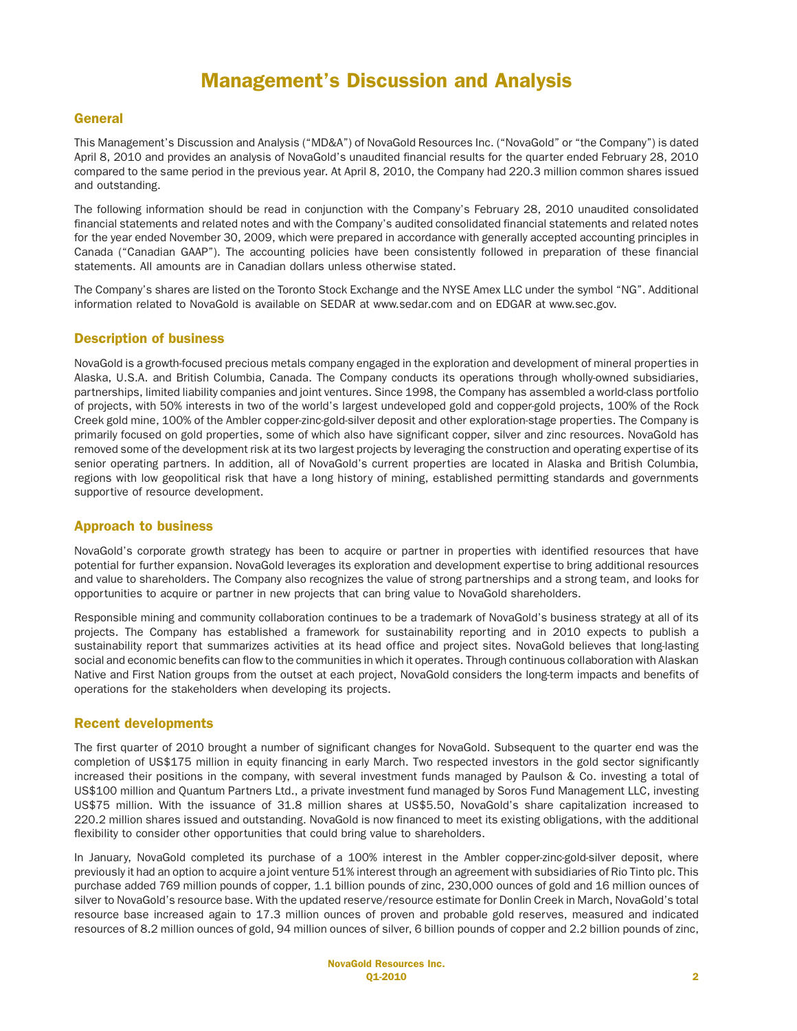# Management's Discussion and Analysis

## General

This Management's Discussion and Analysis ("MD&A") of NovaGold Resources Inc. ("NovaGold" or "the Company") is dated April 8, 2010 and provides an analysis of NovaGold's unaudited financial results for the quarter ended February 28, 2010 compared to the same period in the previous year. At April 8, 2010, the Company had 220.3 million common shares issued and outstanding.

The following information should be read in conjunction with the Company's February 28, 2010 unaudited consolidated financial statements and related notes and with the Company's audited consolidated financial statements and related notes for the year ended November 30, 2009, which were prepared in accordance with generally accepted accounting principles in Canada ("Canadian GAAP"). The accounting policies have been consistently followed in preparation of these financial statements. All amounts are in Canadian dollars unless otherwise stated.

The Company's shares are listed on the Toronto Stock Exchange and the NYSE Amex LLC under the symbol "NG". Additional information related to NovaGold is available on SEDAR at www.sedar.com and on EDGAR at www.sec.gov.

## Description of business

NovaGold is a growth-focused precious metals company engaged in the exploration and development of mineral properties in Alaska, U.S.A. and British Columbia, Canada. The Company conducts its operations through wholly-owned subsidiaries, partnerships, limited liability companies and joint ventures. Since 1998, the Company has assembled a world-class portfolio of projects, with 50% interests in two of the world's largest undeveloped gold and copper-gold projects, 100% of the Rock Creek gold mine, 100% of the Ambler copper-zinc-gold-silver deposit and other exploration-stage properties. The Company is primarily focused on gold properties, some of which also have significant copper, silver and zinc resources. NovaGold has removed some of the development risk at its two largest projects by leveraging the construction and operating expertise of its senior operating partners. In addition, all of NovaGold's current properties are located in Alaska and British Columbia, regions with low geopolitical risk that have a long history of mining, established permitting standards and governments supportive of resource development.

## Approach to business

NovaGold's corporate growth strategy has been to acquire or partner in properties with identified resources that have potential for further expansion. NovaGold leverages its exploration and development expertise to bring additional resources and value to shareholders. The Company also recognizes the value of strong partnerships and a strong team, and looks for opportunities to acquire or partner in new projects that can bring value to NovaGold shareholders.

Responsible mining and community collaboration continues to be a trademark of NovaGold's business strategy at all of its projects. The Company has established a framework for sustainability reporting and in 2010 expects to publish a sustainability report that summarizes activities at its head office and project sites. NovaGold believes that long-lasting social and economic benefits can flow to the communities in which it operates. Through continuous collaboration with Alaskan Native and First Nation groups from the outset at each project, NovaGold considers the long-term impacts and benefits of operations for the stakeholders when developing its projects.

## Recent developments

The first quarter of 2010 brought a number of significant changes for NovaGold. Subsequent to the quarter end was the completion of US$175 million in equity financing in early March. Two respected investors in the gold sector significantly increased their positions in the company, with several investment funds managed by Paulson & Co. investing a total of US$100 million and Quantum Partners Ltd., a private investment fund managed by Soros Fund Management LLC, investing US$75 million. With the issuance of 31.8 million shares at US$5.50, NovaGold's share capitalization increased to 220.2 million shares issued and outstanding. NovaGold is now financed to meet its existing obligations, with the additional flexibility to consider other opportunities that could bring value to shareholders.

In January, NovaGold completed its purchase of a 100% interest in the Ambler copper-zinc-gold-silver deposit, where previously it had an option to acquire a joint venture 51% interest through an agreement with subsidiaries of Rio Tinto plc. This purchase added 769 million pounds of copper, 1.1 billion pounds of zinc, 230,000 ounces of gold and 16 million ounces of silver to NovaGold's resource base. With the updated reserve/resource estimate for Donlin Creek in March, NovaGold's total resource base increased again to 17.3 million ounces of proven and probable gold reserves, measured and indicated resources of 8.2 million ounces of gold, 94 million ounces of silver, 6 billion pounds of copper and 2.2 billion pounds of zinc,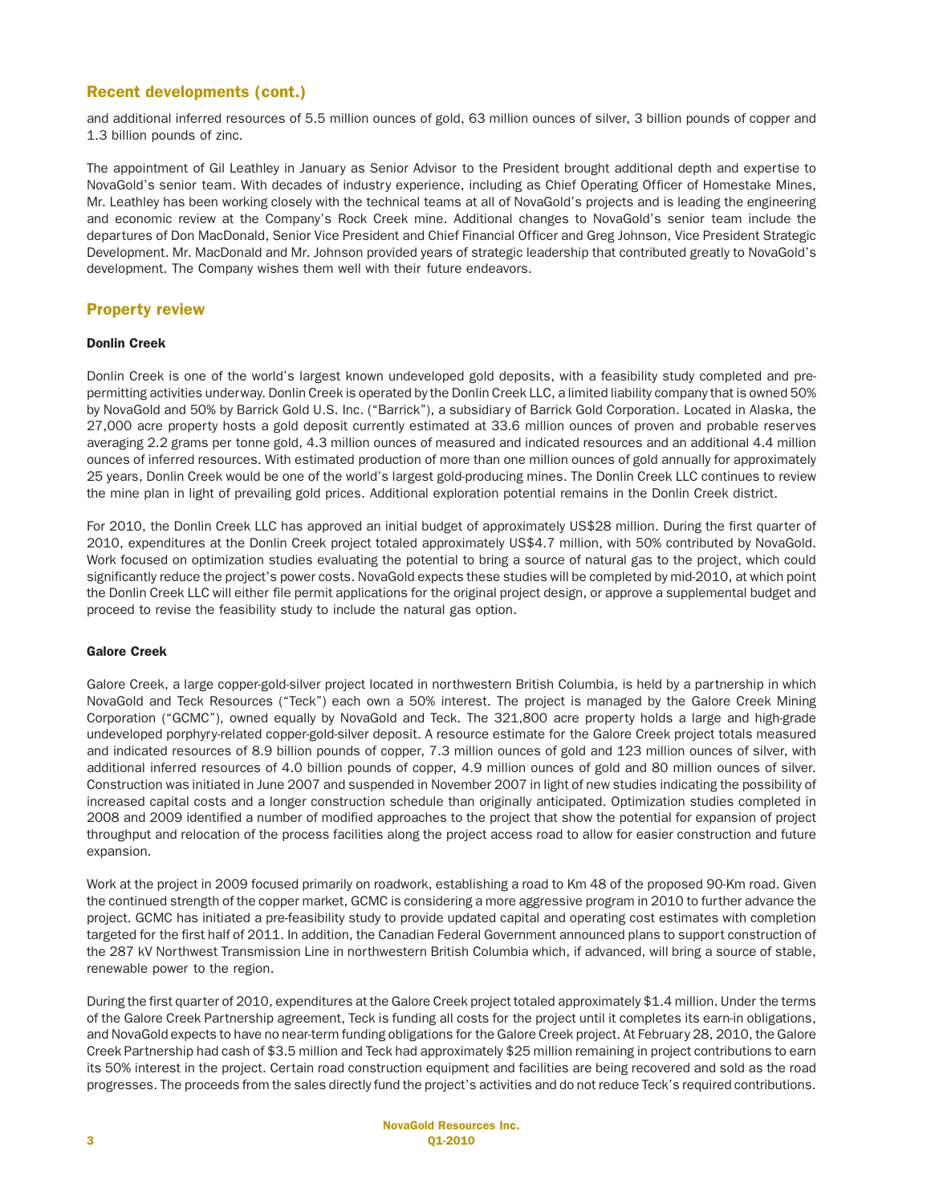## Recent developments (cont.)

and additional inferred resources of 5.5 million ounces of gold, 63 million ounces of silver, 3 billion pounds of copper and 1.3 billion pounds of zinc.

The appointment of Gil Leathley in January as Senior Advisor to the President brought additional depth and expertise to NovaGold's senior team. With decades of industry experience, including as Chief Operating Officer of Homestake Mines, Mr. Leathley has been working closely with the technical teams at all of NovaGold's projects and is leading the engineering and economic review at the Company's Rock Creek mine. Additional changes to NovaGold's senior team include the departures of Don MacDonald, Senior Vice President and Chief Financial Officer and Greg Johnson, Vice President Strategic Development. Mr. MacDonald and Mr. Johnson provided years of strategic leadership that contributed greatly to NovaGold's development. The Company wishes them well with their future endeavors.

## Property review

### Donlin Creek

Donlin Creek is one of the world's largest known undeveloped gold deposits, with a feasibility study completed and pre-permitting activities underway. Donlin Creek is operated by the Donlin Creek LLC, a limited liability company that is owned 50% by NovaGold and 50% by Barrick Gold U.S. Inc. ("Barrick"), a subsidiary of Barrick Gold Corporation. Located in Alaska, the 27,000 acre property hosts a gold deposit currently estimated at 33.6 million ounces of proven and probable reserves averaging 2.2 grams per tonne gold, 4.3 million ounces of measured and indicated resources and an additional 4.4 million ounces of inferred resources. With estimated production of more than one million ounces of gold annually for approximately 25 years, Donlin Creek would be one of the world's largest gold-producing mines. The Donlin Creek LLC continues to review the mine plan in light of prevailing gold prices. Additional exploration potential remains in the Donlin Creek district.

For 2010, the Donlin Creek LLC has approved an initial budget of approximately US$28 million. During the first quarter of 2010, expenditures at the Donlin Creek project totaled approximately US$4.7 million, with 50% contributed by NovaGold. Work focused on optimization studies evaluating the potential to bring a source of natural gas to the project, which could significantly reduce the project's power costs. NovaGold expects these studies will be completed by mid-2010, at which point the Donlin Creek LLC will either file permit applications for the original project design, or approve a supplemental budget and proceed to revise the feasibility study to include the natural gas option.

### Galore Creek

Galore Creek, a large copper-gold-silver project located in northwestern British Columbia, is held by a partnership in which NovaGold and Teck Resources ("Teck") each own a 50% interest. The project is managed by the Galore Creek Mining Corporation ("GCMC"), owned equally by NovaGold and Teck. The 321,800 acre property holds a large and high-grade undeveloped porphyry-related copper-gold-silver deposit. A resource estimate for the Galore Creek project totals measured and indicated resources of 8.9 billion pounds of copper, 7.3 million ounces of gold and 123 million ounces of silver, with additional inferred resources of 4.0 billion pounds of copper, 4.9 million ounces of gold and 80 million ounces of silver. Construction was initiated in June 2007 and suspended in November 2007 in light of new studies indicating the possibility of increased capital costs and a longer construction schedule than originally anticipated. Optimization studies completed in 2008 and 2009 identified a number of modified approaches to the project that show the potential for expansion of project throughput and relocation of the process facilities along the project access road to allow for easier construction and future expansion.

Work at the project in 2009 focused primarily on roadwork, establishing a road to Km 48 of the proposed 90-Km road. Given the continued strength of the copper market, GCMC is considering a more aggressive program in 2010 to further advance the project. GCMC has initiated a pre-feasibility study to provide updated capital and operating cost estimates with completion targeted for the first half of 2011. In addition, the Canadian Federal Government announced plans to support construction of the 287 kV Northwest Transmission Line in northwestern British Columbia which, if advanced, will bring a source of stable, renewable power to the region.

During the first quarter of 2010, expenditures at the Galore Creek project totaled approximately $1.4 million. Under the terms of the Galore Creek Partnership agreement, Teck is funding all costs for the project until it completes its earn-in obligations, and NovaGold expects to have no near-term funding obligations for the Galore Creek project. At February 28, 2010, the Galore Creek Partnership had cash of $3.5 million and Teck had approximately $25 million remaining in project contributions to earn its 50% interest in the project. Certain road construction equipment and facilities are being recovered and sold as the road progresses. The proceeds from the sales directly fund the project's activities and do not reduce Teck's required contributions.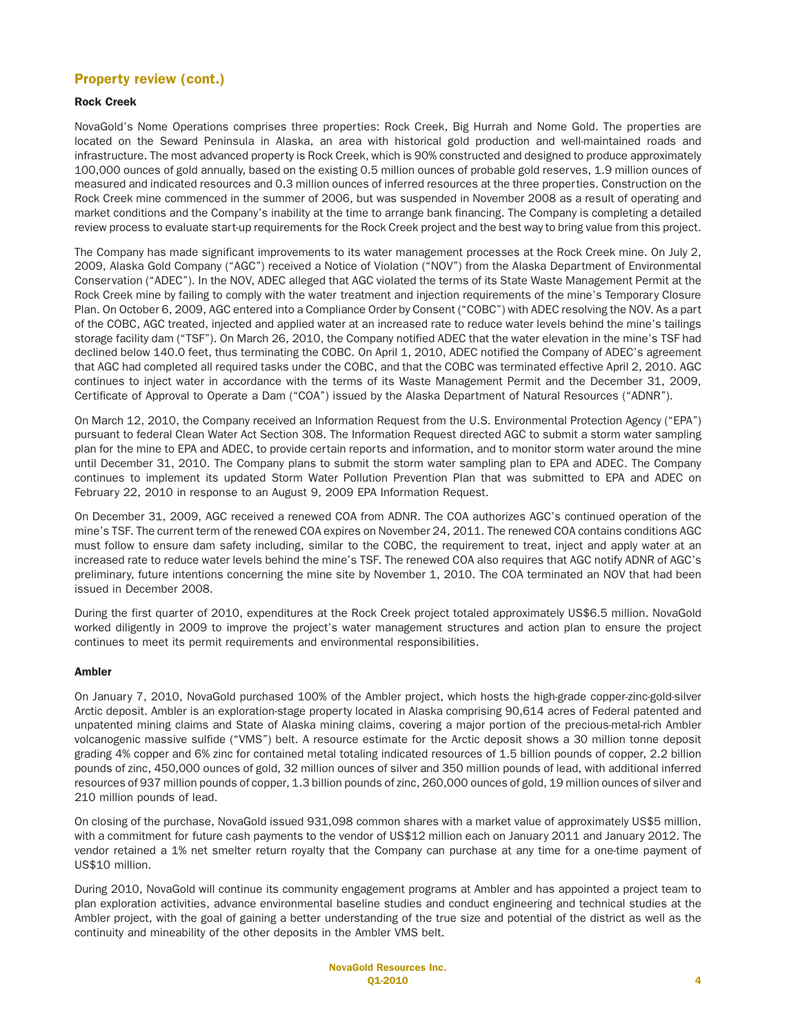## Property review (cont.)

### Rock Creek

NovaGold's Nome Operations comprises three properties: Rock Creek, Big Hurrah and Nome Gold. The properties are located on the Seward Peninsula in Alaska, an area with historical gold production and well-maintained roads and infrastructure. The most advanced property is Rock Creek, which is 90% constructed and designed to produce approximately 100,000 ounces of gold annually, based on the existing 0.5 million ounces of probable gold reserves, 1.9 million ounces of measured and indicated resources and 0.3 million ounces of inferred resources at the three properties. Construction on the Rock Creek mine commenced in the summer of 2006, but was suspended in November 2008 as a result of operating and market conditions and the Company's inability at the time to arrange bank financing. The Company is completing a detailed review process to evaluate start-up requirements for the Rock Creek project and the best way to bring value from this project.

The Company has made significant improvements to its water management processes at the Rock Creek mine. On July 2, 2009, Alaska Gold Company ("AGC") received a Notice of Violation ("NOV") from the Alaska Department of Environmental Conservation ("ADEC"). In the NOV, ADEC alleged that AGC violated the terms of its State Waste Management Permit at the Rock Creek mine by failing to comply with the water treatment and injection requirements of the mine's Temporary Closure Plan. On October 6, 2009, AGC entered into a Compliance Order by Consent ("COBC") with ADEC resolving the NOV. As a part of the COBC, AGC treated, injected and applied water at an increased rate to reduce water levels behind the mine's tailings storage facility dam ("TSF"). On March 26, 2010, the Company notified ADEC that the water elevation in the mine's TSF had declined below 140.0 feet, thus terminating the COBC. On April 1, 2010, ADEC notified the Company of ADEC's agreement that AGC had completed all required tasks under the COBC, and that the COBC was terminated effective April 2, 2010. AGC continues to inject water in accordance with the terms of its Waste Management Permit and the December 31, 2009, Certificate of Approval to Operate a Dam ("COA") issued by the Alaska Department of Natural Resources ("ADNR").

On March 12, 2010, the Company received an Information Request from the U.S. Environmental Protection Agency ("EPA") pursuant to federal Clean Water Act Section 308. The Information Request directed AGC to submit a storm water sampling plan for the mine to EPA and ADEC, to provide certain reports and information, and to monitor storm water around the mine until December 31, 2010. The Company plans to submit the storm water sampling plan to EPA and ADEC. The Company continues to implement its updated Storm Water Pollution Prevention Plan that was submitted to EPA and ADEC on February 22, 2010 in response to an August 9, 2009 EPA Information Request.

On December 31, 2009, AGC received a renewed COA from ADNR. The COA authorizes AGC's continued operation of the mine's TSF. The current term of the renewed COA expires on November 24, 2011. The renewed COA contains conditions AGC must follow to ensure dam safety including, similar to the COBC, the requirement to treat, inject and apply water at an increased rate to reduce water levels behind the mine's TSF. The renewed COA also requires that AGC notify ADNR of AGC's preliminary, future intentions concerning the mine site by November 1, 2010. The COA terminated an NOV that had been issued in December 2008.

During the first quarter of 2010, expenditures at the Rock Creek project totaled approximately US$6.5 million. NovaGold worked diligently in 2009 to improve the project's water management structures and action plan to ensure the project continues to meet its permit requirements and environmental responsibilities.

### Ambler

On January 7, 2010, NovaGold purchased 100% of the Ambler project, which hosts the high-grade copper-zinc-gold-silver Arctic deposit. Ambler is an exploration-stage property located in Alaska comprising 90,614 acres of Federal patented and unpatented mining claims and State of Alaska mining claims, covering a major portion of the precious-metal-rich Ambler volcanogenic massive sulfide ("VMS") belt. A resource estimate for the Arctic deposit shows a 30 million tonne deposit grading 4% copper and 6% zinc for contained metal totaling indicated resources of 1.5 billion pounds of copper, 2.2 billion pounds of zinc, 450,000 ounces of gold, 32 million ounces of silver and 350 million pounds of lead, with additional inferred resources of 937 million pounds of copper, 1.3 billion pounds of zinc, 260,000 ounces of gold, 19 million ounces of silver and 210 million pounds of lead.

On closing of the purchase, NovaGold issued 931,098 common shares with a market value of approximately US$5 million, with a commitment for future cash payments to the vendor of US$12 million each on January 2011 and January 2012. The vendor retained a 1% net smelter return royalty that the Company can purchase at any time for a one-time payment of US$10 million.

During 2010, NovaGold will continue its community engagement programs at Ambler and has appointed a project team to plan exploration activities, advance environmental baseline studies and conduct engineering and technical studies at the Ambler project, with the goal of gaining a better understanding of the true size and potential of the district as well as the continuity and mineability of the other deposits in the Ambler VMS belt.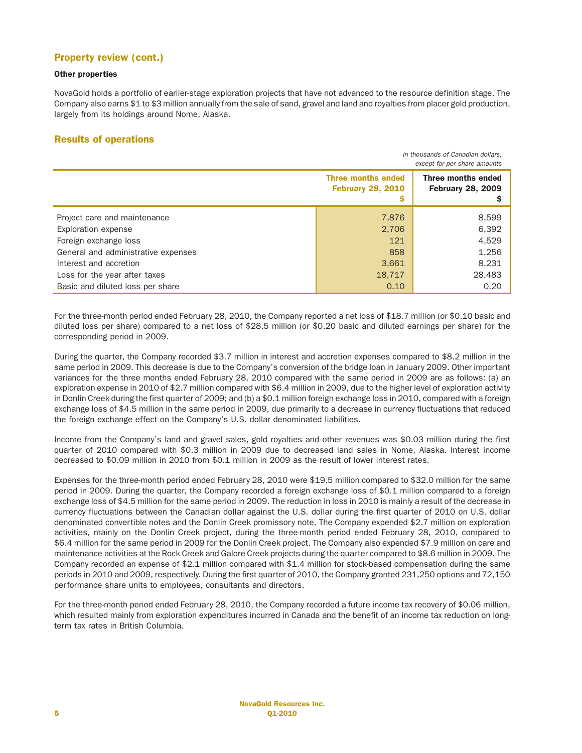## Property review (cont.)

### Other properties

NovaGold holds a portfolio of earlier-stage exploration projects that have not advanced to the resource definition stage. The Company also earns $1 to $3 million annually from the sale of sand, gravel and land and royalties from placer gold production, largely from its holdings around Nome, Alaska.

## Results of operations

*in thousands of Canadian dollars, except for per share amounts*

| | Three months ended February 28, 2010 $ | Three months ended February 28, 2009 $ |
|---|---|---|
| Project care and maintenance | 7,876 | 8,599 |
| Exploration expense | 2,706 | 6,392 |
| Foreign exchange loss | 121 | 4,529 |
| General and administrative expenses | 858 | 1,256 |
| Interest and accretion | 3,661 | 8,231 |
| Loss for the year after taxes | 18,717 | 28,483 |
| Basic and diluted loss per share | 0.10 | 0.20 |

For the three-month period ended February 28, 2010, the Company reported a net loss of $18.7 million (or $0.10 basic and diluted loss per share) compared to a net loss of $28.5 million (or $0.20 basic and diluted earnings per share) for the corresponding period in 2009.

During the quarter, the Company recorded $3.7 million in interest and accretion expenses compared to $8.2 million in the same period in 2009. This decrease is due to the Company's conversion of the bridge loan in January 2009. Other important variances for the three months ended February 28, 2010 compared with the same period in 2009 are as follows: (a) an exploration expense in 2010 of $2.7 million compared with $6.4 million in 2009, due to the higher level of exploration activity in Donlin Creek during the first quarter of 2009; and (b) a $0.1 million foreign exchange loss in 2010, compared with a foreign exchange loss of $4.5 million in the same period in 2009, due primarily to a decrease in currency fluctuations that reduced the foreign exchange effect on the Company's U.S. dollar denominated liabilities.

Income from the Company's land and gravel sales, gold royalties and other revenues was $0.03 million during the first quarter of 2010 compared with $0.3 million in 2009 due to decreased land sales in Nome, Alaska. Interest income decreased to $0.09 million in 2010 from $0.1 million in 2009 as the result of lower interest rates.

Expenses for the three-month period ended February 28, 2010 were $19.5 million compared to $32.0 million for the same period in 2009. During the quarter, the Company recorded a foreign exchange loss of $0.1 million compared to a foreign exchange loss of $4.5 million for the same period in 2009. The reduction in loss in 2010 is mainly a result of the decrease in currency fluctuations between the Canadian dollar against the U.S. dollar during the first quarter of 2010 on U.S. dollar denominated convertible notes and the Donlin Creek promissory note. The Company expended $2.7 million on exploration activities, mainly on the Donlin Creek project, during the three-month period ended February 28, 2010, compared to $6.4 million for the same period in 2009 for the Donlin Creek project. The Company also expended $7.9 million on care and maintenance activities at the Rock Creek and Galore Creek projects during the quarter compared to $8.6 million in 2009. The Company recorded an expense of $2.1 million compared with $1.4 million for stock-based compensation during the same periods in 2010 and 2009, respectively. During the first quarter of 2010, the Company granted 231,250 options and 72,150 performance share units to employees, consultants and directors.

For the three-month period ended February 28, 2010, the Company recorded a future income tax recovery of $0.06 million, which resulted mainly from exploration expenditures incurred in Canada and the benefit of an income tax reduction on long-term tax rates in British Columbia.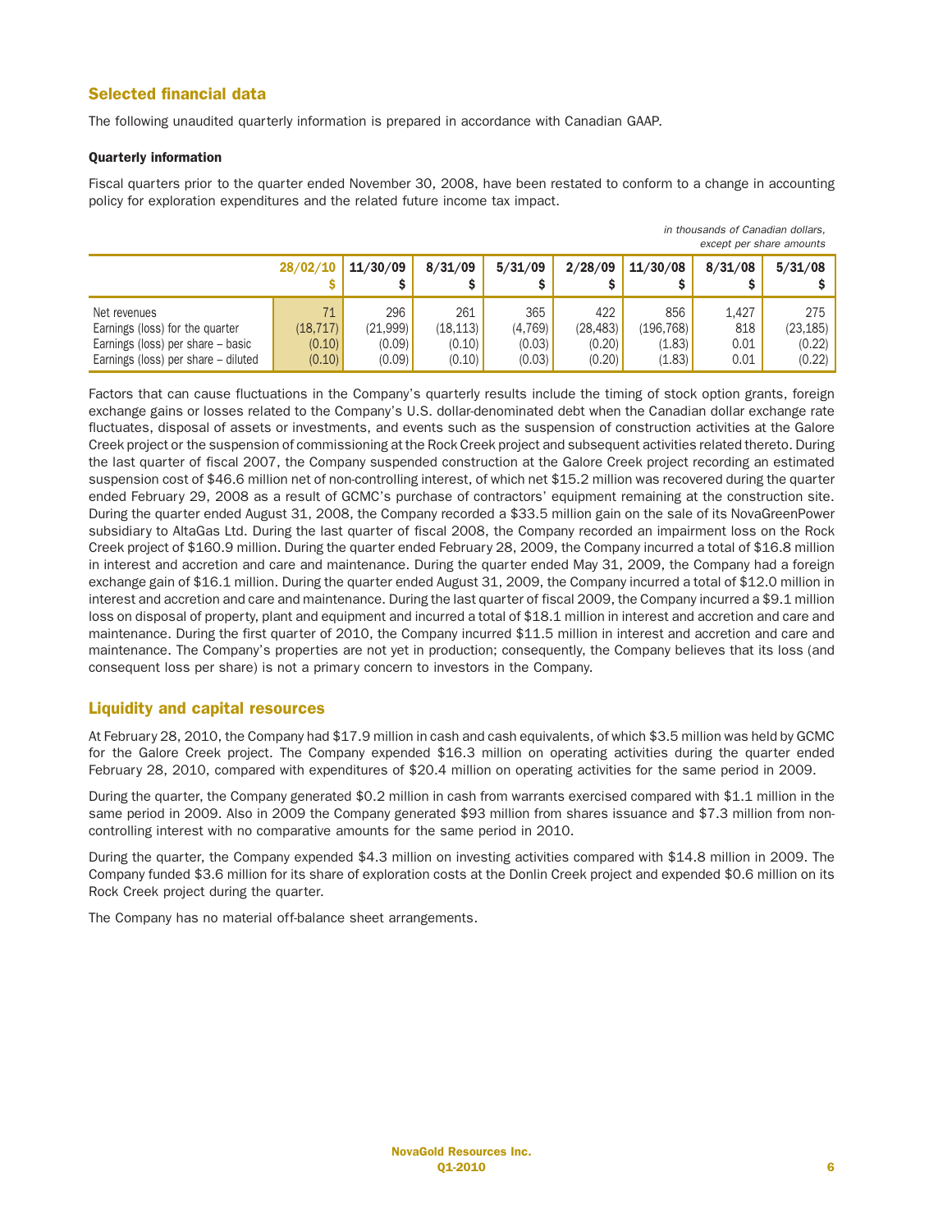## Selected financial data

The following unaudited quarterly information is prepared in accordance with Canadian GAAP.

### Quarterly information

Fiscal quarters prior to the quarter ended November 30, 2008, have been restated to conform to a change in accounting policy for exploration expenditures and the related future income tax impact.

*in thousands of Canadian dollars, except per share amounts*

| | 28/02/10 $ | 11/30/09 $ | 8/31/09 $ | 5/31/09 $ | 2/28/09 $ | 11/30/08 $ | 8/31/08 $ | 5/31/08 $ |
|---|---|---|---|---|---|---|---|---|
| Net revenues | 71 | 296 | 261 | 365 | 422 | 856 | 1,427 | 275 |
| Earnings (loss) for the quarter | (18,717) | (21,999) | (18,113) | (4,769) | (28,483) | (196,768) | 818 | (23,185) |
| Earnings (loss) per share – basic | (0.10) | (0.09) | (0.10) | (0.03) | (0.20) | (1.83) | 0.01 | (0.22) |
| Earnings (loss) per share – diluted | (0.10) | (0.09) | (0.10) | (0.03) | (0.20) | (1.83) | 0.01 | (0.22) |

Factors that can cause fluctuations in the Company's quarterly results include the timing of stock option grants, foreign exchange gains or losses related to the Company's U.S. dollar-denominated debt when the Canadian dollar exchange rate fluctuates, disposal of assets or investments, and events such as the suspension of construction activities at the Galore Creek project or the suspension of commissioning at the Rock Creek project and subsequent activities related thereto. During the last quarter of fiscal 2007, the Company suspended construction at the Galore Creek project recording an estimated suspension cost of $46.6 million net of non-controlling interest, of which net $15.2 million was recovered during the quarter ended February 29, 2008 as a result of GCMC's purchase of contractors' equipment remaining at the construction site. During the quarter ended August 31, 2008, the Company recorded a $33.5 million gain on the sale of its NovaGreenPower subsidiary to AltaGas Ltd. During the last quarter of fiscal 2008, the Company recorded an impairment loss on the Rock Creek project of $160.9 million. During the quarter ended February 28, 2009, the Company incurred a total of $16.8 million in interest and accretion and care and maintenance. During the quarter ended May 31, 2009, the Company had a foreign exchange gain of $16.1 million. During the quarter ended August 31, 2009, the Company incurred a total of $12.0 million in interest and accretion and care and maintenance. During the last quarter of fiscal 2009, the Company incurred a $9.1 million loss on disposal of property, plant and equipment and incurred a total of $18.1 million in interest and accretion and care and maintenance. During the first quarter of 2010, the Company incurred $11.5 million in interest and accretion and care and maintenance. The Company's properties are not yet in production; consequently, the Company believes that its loss (and consequent loss per share) is not a primary concern to investors in the Company.

## Liquidity and capital resources

At February 28, 2010, the Company had $17.9 million in cash and cash equivalents, of which $3.5 million was held by GCMC for the Galore Creek project. The Company expended $16.3 million on operating activities during the quarter ended February 28, 2010, compared with expenditures of $20.4 million on operating activities for the same period in 2009.

During the quarter, the Company generated $0.2 million in cash from warrants exercised compared with $1.1 million in the same period in 2009. Also in 2009 the Company generated $93 million from shares issuance and $7.3 million from non-controlling interest with no comparative amounts for the same period in 2010.

During the quarter, the Company expended $4.3 million on investing activities compared with $14.8 million in 2009. The Company funded $3.6 million for its share of exploration costs at the Donlin Creek project and expended $0.6 million on its Rock Creek project during the quarter.

The Company has no material off-balance sheet arrangements.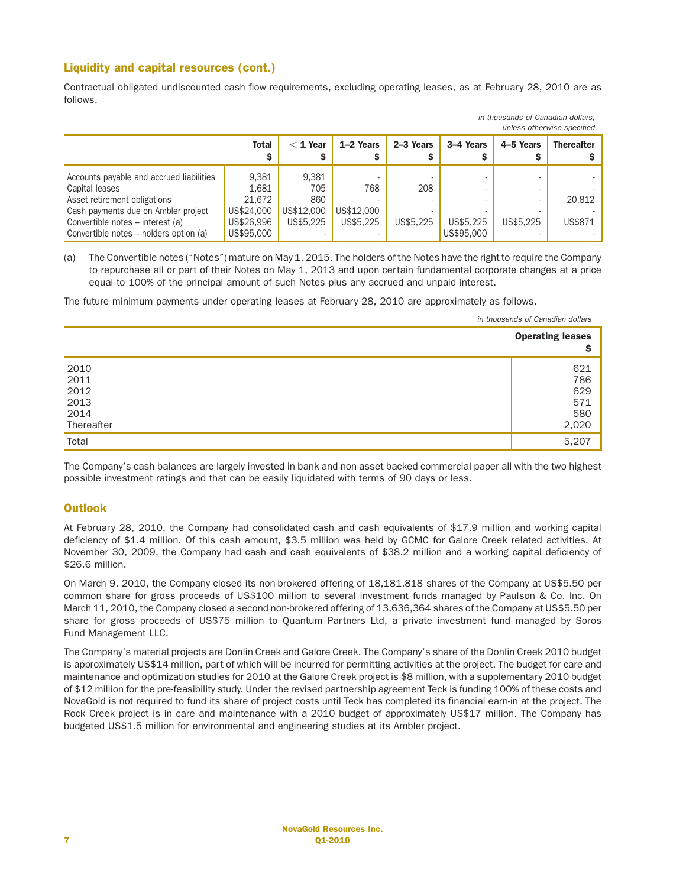## Liquidity and capital resources (cont.)

Contractual obligated undiscounted cash flow requirements, excluding operating leases, as at February 28, 2010 are as follows.

*in thousands of Canadian dollars, unless otherwise specified*

| | Total $ | < 1 Year $ | 1–2 Years $ | 2–3 Years $ | 3–4 Years $ | 4–5 Years $ | Thereafter $ |
|---|---|---|---|---|---|---|---|
| Accounts payable and accrued liabilities | 9,381 | 9,381 | - | - | - | - | - |
| Capital leases | 1,681 | 705 | 768 | 208 | - | - | - |
| Asset retirement obligations | 21,672 | 860 | - | - | - | - | 20,812 |
| Cash payments due on Ambler project | US$24,000 | US$12,000 | US$12,000 | - | - | - | - |
| Convertible notes – interest (a) | US$26,996 | US$5,225 | US$5,225 | US$5,225 | US$5,225 | US$5,225 | US$871 |
| Convertible notes – holders option (a) | US$95,000 | - | - | - | US$95,000 | - | - |

(a) The Convertible notes ("Notes") mature on May 1, 2015. The holders of the Notes have the right to require the Company to repurchase all or part of their Notes on May 1, 2013 and upon certain fundamental corporate changes at a price equal to 100% of the principal amount of such Notes plus any accrued and unpaid interest.

The future minimum payments under operating leases at February 28, 2010 are approximately as follows.

*in thousands of Canadian dollars*

| | Operating leases $ |
|---|---|
| 2010 | 621 |
| 2011 | 786 |
| 2012 | 629 |
| 2013 | 571 |
| 2014 | 580 |
| Thereafter | 2,020 |
| Total | 5,207 |

The Company's cash balances are largely invested in bank and non-asset backed commercial paper all with the two highest possible investment ratings and that can be easily liquidated with terms of 90 days or less.

## Outlook

At February 28, 2010, the Company had consolidated cash and cash equivalents of $17.9 million and working capital deficiency of $1.4 million. Of this cash amount, $3.5 million was held by GCMC for Galore Creek related activities. At November 30, 2009, the Company had cash and cash equivalents of $38.2 million and a working capital deficiency of $26.6 million.

On March 9, 2010, the Company closed its non-brokered offering of 18,181,818 shares of the Company at US$5.50 per common share for gross proceeds of US$100 million to several investment funds managed by Paulson & Co. Inc. On March 11, 2010, the Company closed a second non-brokered offering of 13,636,364 shares of the Company at US$5.50 per share for gross proceeds of US$75 million to Quantum Partners Ltd, a private investment fund managed by Soros Fund Management LLC.

The Company's material projects are Donlin Creek and Galore Creek. The Company's share of the Donlin Creek 2010 budget is approximately US$14 million, part of which will be incurred for permitting activities at the project. The budget for care and maintenance and optimization studies for 2010 at the Galore Creek project is $8 million, with a supplementary 2010 budget of $12 million for the pre-feasibility study. Under the revised partnership agreement Teck is funding 100% of these costs and NovaGold is not required to fund its share of project costs until Teck has completed its financial earn-in at the project. The Rock Creek project is in care and maintenance with a 2010 budget of approximately US$17 million. The Company has budgeted US$1.5 million for environmental and engineering studies at its Ambler project.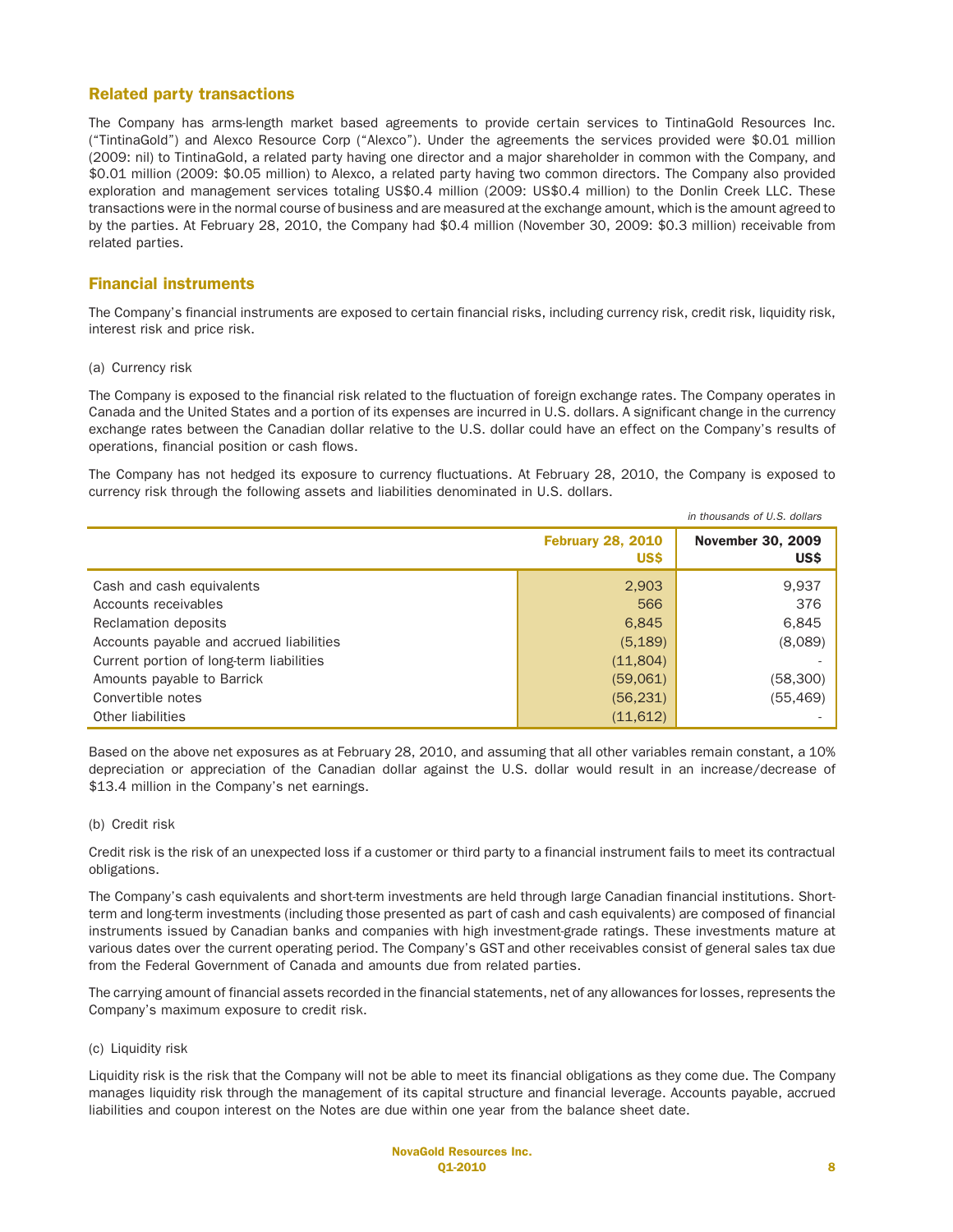## Related party transactions

The Company has arms-length market based agreements to provide certain services to TintinaGold Resources Inc. ("TintinaGold") and Alexco Resource Corp ("Alexco"). Under the agreements the services provided were $0.01 million (2009: nil) to TintinaGold, a related party having one director and a major shareholder in common with the Company, and $0.01 million (2009: $0.05 million) to Alexco, a related party having two common directors. The Company also provided exploration and management services totaling US$0.4 million (2009: US$0.4 million) to the Donlin Creek LLC. These transactions were in the normal course of business and are measured at the exchange amount, which is the amount agreed to by the parties. At February 28, 2010, the Company had $0.4 million (November 30, 2009: $0.3 million) receivable from related parties.

## Financial instruments

The Company's financial instruments are exposed to certain financial risks, including currency risk, credit risk, liquidity risk, interest risk and price risk.

(a) Currency risk

The Company is exposed to the financial risk related to the fluctuation of foreign exchange rates. The Company operates in Canada and the United States and a portion of its expenses are incurred in U.S. dollars. A significant change in the currency exchange rates between the Canadian dollar relative to the U.S. dollar could have an effect on the Company's results of operations, financial position or cash flows.

The Company has not hedged its exposure to currency fluctuations. At February 28, 2010, the Company is exposed to currency risk through the following assets and liabilities denominated in U.S. dollars.

*in thousands of U.S. dollars*

| | February 28, 2010 US$ | November 30, 2009 US$ |
|---|---|---|
| Cash and cash equivalents | 2,903 | 9,937 |
| Accounts receivables | 566 | 376 |
| Reclamation deposits | 6,845 | 6,845 |
| Accounts payable and accrued liabilities | (5,189) | (8,089) |
| Current portion of long-term liabilities | (11,804) | - |
| Amounts payable to Barrick | (59,061) | (58,300) |
| Convertible notes | (56,231) | (55,469) |
| Other liabilities | (11,612) | - |

Based on the above net exposures as at February 28, 2010, and assuming that all other variables remain constant, a 10% depreciation or appreciation of the Canadian dollar against the U.S. dollar would result in an increase/decrease of $13.4 million in the Company's net earnings.

(b) Credit risk

Credit risk is the risk of an unexpected loss if a customer or third party to a financial instrument fails to meet its contractual obligations.

The Company's cash equivalents and short-term investments are held through large Canadian financial institutions. Short-term and long-term investments (including those presented as part of cash and cash equivalents) are composed of financial instruments issued by Canadian banks and companies with high investment-grade ratings. These investments mature at various dates over the current operating period. The Company's GST and other receivables consist of general sales tax due from the Federal Government of Canada and amounts due from related parties.

The carrying amount of financial assets recorded in the financial statements, net of any allowances for losses, represents the Company's maximum exposure to credit risk.

(c) Liquidity risk

Liquidity risk is the risk that the Company will not be able to meet its financial obligations as they come due. The Company manages liquidity risk through the management of its capital structure and financial leverage. Accounts payable, accrued liabilities and coupon interest on the Notes are due within one year from the balance sheet date.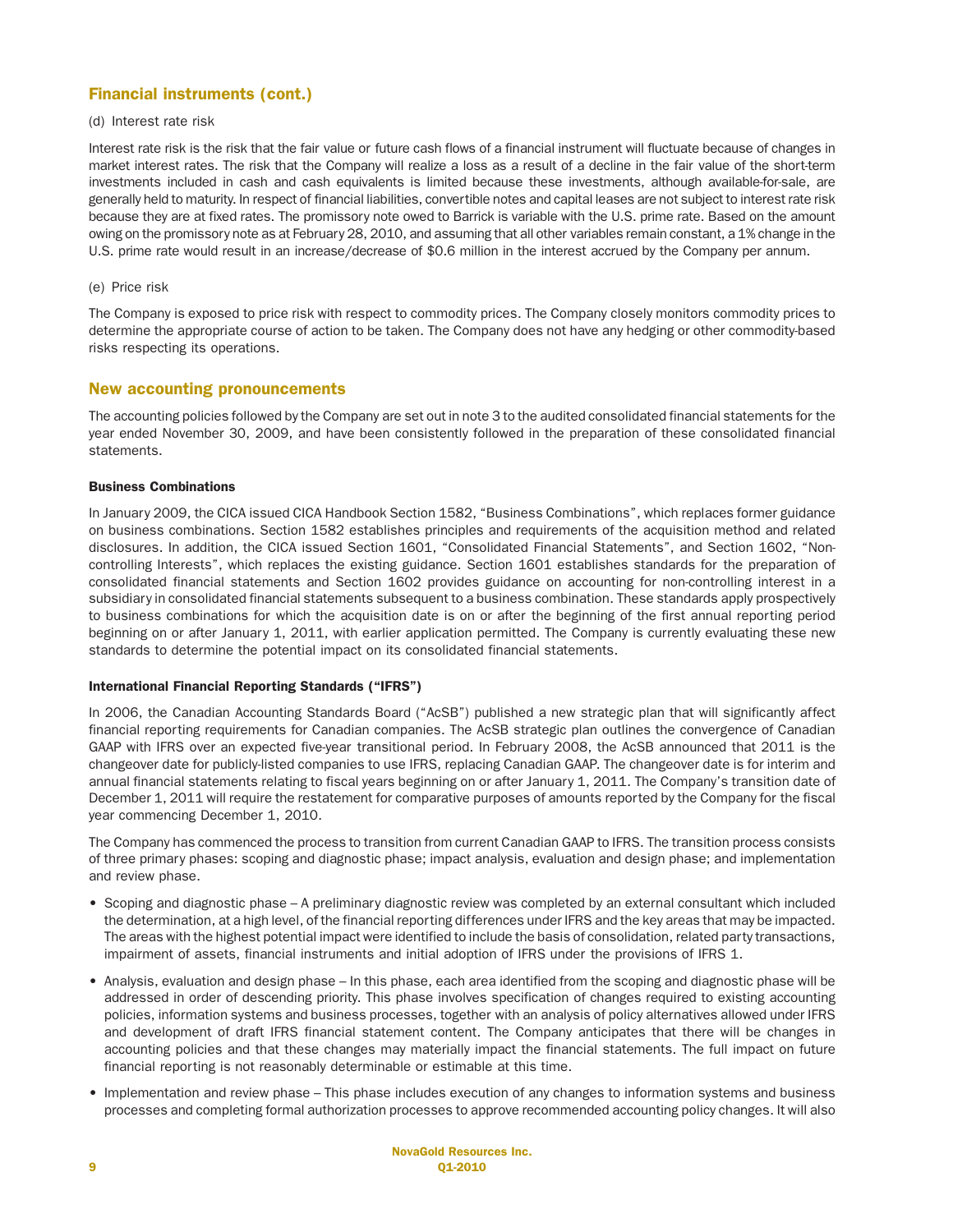## Financial instruments (cont.)

(d) Interest rate risk

Interest rate risk is the risk that the fair value or future cash flows of a financial instrument will fluctuate because of changes in market interest rates. The risk that the Company will realize a loss as a result of a decline in the fair value of the short-term investments included in cash and cash equivalents is limited because these investments, although available-for-sale, are generally held to maturity. In respect of financial liabilities, convertible notes and capital leases are not subject to interest rate risk because they are at fixed rates. The promissory note owed to Barrick is variable with the U.S. prime rate. Based on the amount owing on the promissory note as at February 28, 2010, and assuming that all other variables remain constant, a 1% change in the U.S. prime rate would result in an increase/decrease of $0.6 million in the interest accrued by the Company per annum.

(e) Price risk

The Company is exposed to price risk with respect to commodity prices. The Company closely monitors commodity prices to determine the appropriate course of action to be taken. The Company does not have any hedging or other commodity-based risks respecting its operations.

## New accounting pronouncements

The accounting policies followed by the Company are set out in note 3 to the audited consolidated financial statements for the year ended November 30, 2009, and have been consistently followed in the preparation of these consolidated financial statements.

### Business Combinations

In January 2009, the CICA issued CICA Handbook Section 1582, "Business Combinations", which replaces former guidance on business combinations. Section 1582 establishes principles and requirements of the acquisition method and related disclosures. In addition, the CICA issued Section 1601, "Consolidated Financial Statements", and Section 1602, "Non-controlling Interests", which replaces the existing guidance. Section 1601 establishes standards for the preparation of consolidated financial statements and Section 1602 provides guidance on accounting for non-controlling interest in a subsidiary in consolidated financial statements subsequent to a business combination. These standards apply prospectively to business combinations for which the acquisition date is on or after the beginning of the first annual reporting period beginning on or after January 1, 2011, with earlier application permitted. The Company is currently evaluating these new standards to determine the potential impact on its consolidated financial statements.

### International Financial Reporting Standards ("IFRS")

In 2006, the Canadian Accounting Standards Board ("AcSB") published a new strategic plan that will significantly affect financial reporting requirements for Canadian companies. The AcSB strategic plan outlines the convergence of Canadian GAAP with IFRS over an expected five-year transitional period. In February 2008, the AcSB announced that 2011 is the changeover date for publicly-listed companies to use IFRS, replacing Canadian GAAP. The changeover date is for interim and annual financial statements relating to fiscal years beginning on or after January 1, 2011. The Company's transition date of December 1, 2011 will require the restatement for comparative purposes of amounts reported by the Company for the fiscal year commencing December 1, 2010.

The Company has commenced the process to transition from current Canadian GAAP to IFRS. The transition process consists of three primary phases: scoping and diagnostic phase; impact analysis, evaluation and design phase; and implementation and review phase.

- Scoping and diagnostic phase – A preliminary diagnostic review was completed by an external consultant which included the determination, at a high level, of the financial reporting differences under IFRS and the key areas that may be impacted. The areas with the highest potential impact were identified to include the basis of consolidation, related party transactions, impairment of assets, financial instruments and initial adoption of IFRS under the provisions of IFRS 1.
- Analysis, evaluation and design phase – In this phase, each area identified from the scoping and diagnostic phase will be addressed in order of descending priority. This phase involves specification of changes required to existing accounting policies, information systems and business processes, together with an analysis of policy alternatives allowed under IFRS and development of draft IFRS financial statement content. The Company anticipates that there will be changes in accounting policies and that these changes may materially impact the financial statements. The full impact on future financial reporting is not reasonably determinable or estimable at this time.
- Implementation and review phase – This phase includes execution of any changes to information systems and business processes and completing formal authorization processes to approve recommended accounting policy changes. It will also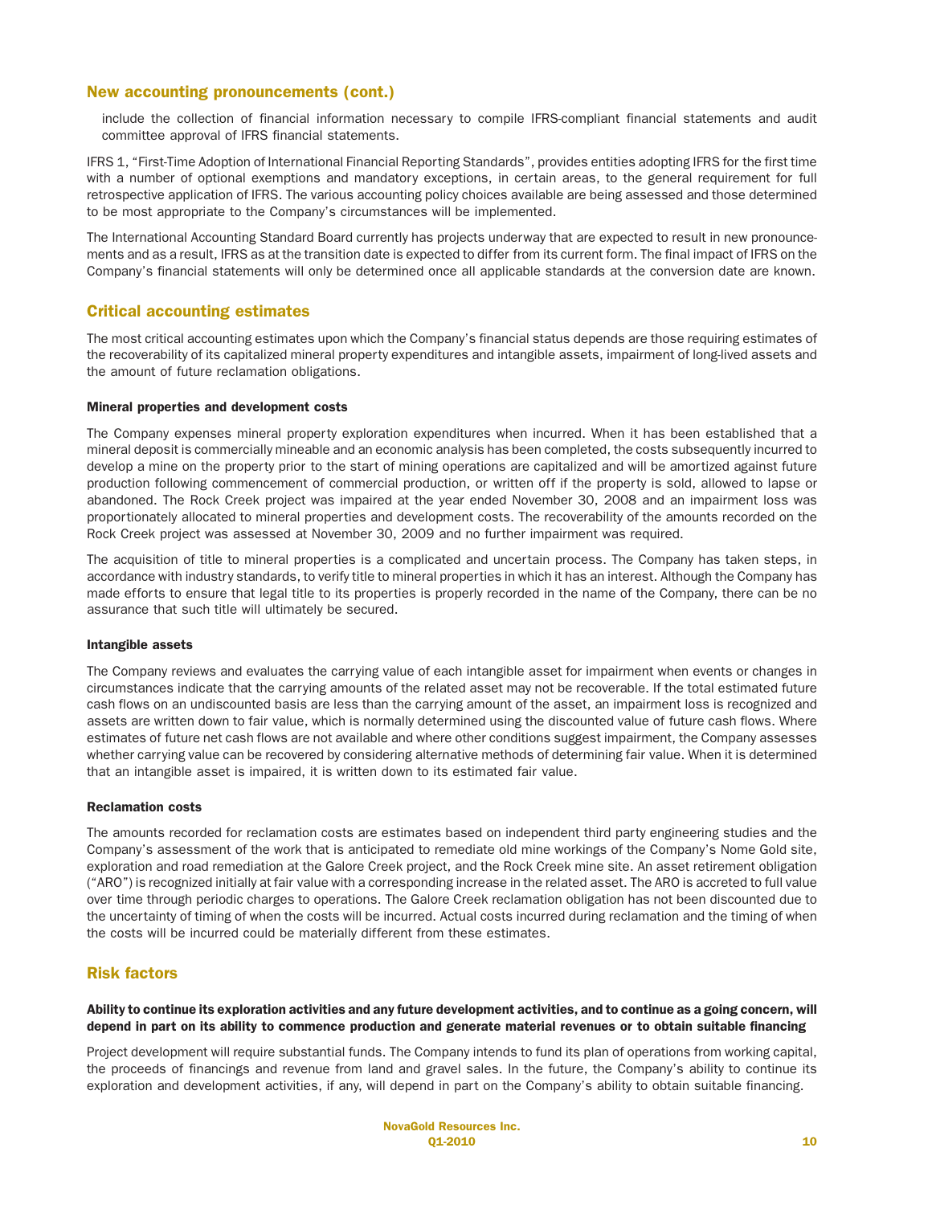## New accounting pronouncements (cont.)

include the collection of financial information necessary to compile IFRS-compliant financial statements and audit committee approval of IFRS financial statements.

IFRS 1, "First-Time Adoption of International Financial Reporting Standards", provides entities adopting IFRS for the first time with a number of optional exemptions and mandatory exceptions, in certain areas, to the general requirement for full retrospective application of IFRS. The various accounting policy choices available are being assessed and those determined to be most appropriate to the Company's circumstances will be implemented.

The International Accounting Standard Board currently has projects underway that are expected to result in new pronouncements and as a result, IFRS as at the transition date is expected to differ from its current form. The final impact of IFRS on the Company's financial statements will only be determined once all applicable standards at the conversion date are known.

## Critical accounting estimates

The most critical accounting estimates upon which the Company's financial status depends are those requiring estimates of the recoverability of its capitalized mineral property expenditures and intangible assets, impairment of long-lived assets and the amount of future reclamation obligations.

#### Mineral properties and development costs

The Company expenses mineral property exploration expenditures when incurred. When it has been established that a mineral deposit is commercially mineable and an economic analysis has been completed, the costs subsequently incurred to develop a mine on the property prior to the start of mining operations are capitalized and will be amortized against future production following commencement of commercial production, or written off if the property is sold, allowed to lapse or abandoned. The Rock Creek project was impaired at the year ended November 30, 2008 and an impairment loss was proportionately allocated to mineral properties and development costs. The recoverability of the amounts recorded on the Rock Creek project was assessed at November 30, 2009 and no further impairment was required.

The acquisition of title to mineral properties is a complicated and uncertain process. The Company has taken steps, in accordance with industry standards, to verify title to mineral properties in which it has an interest. Although the Company has made efforts to ensure that legal title to its properties is properly recorded in the name of the Company, there can be no assurance that such title will ultimately be secured.

#### Intangible assets

The Company reviews and evaluates the carrying value of each intangible asset for impairment when events or changes in circumstances indicate that the carrying amounts of the related asset may not be recoverable. If the total estimated future cash flows on an undiscounted basis are less than the carrying amount of the asset, an impairment loss is recognized and assets are written down to fair value, which is normally determined using the discounted value of future cash flows. Where estimates of future net cash flows are not available and where other conditions suggest impairment, the Company assesses whether carrying value can be recovered by considering alternative methods of determining fair value. When it is determined that an intangible asset is impaired, it is written down to its estimated fair value.

#### Reclamation costs

The amounts recorded for reclamation costs are estimates based on independent third party engineering studies and the Company's assessment of the work that is anticipated to remediate old mine workings of the Company's Nome Gold site, exploration and road remediation at the Galore Creek project, and the Rock Creek mine site. An asset retirement obligation ("ARO") is recognized initially at fair value with a corresponding increase in the related asset. The ARO is accreted to full value over time through periodic charges to operations. The Galore Creek reclamation obligation has not been discounted due to the uncertainty of timing of when the costs will be incurred. Actual costs incurred during reclamation and the timing of when the costs will be incurred could be materially different from these estimates.

## Risk factors

#### Ability to continue its exploration activities and any future development activities, and to continue as a going concern, will depend in part on its ability to commence production and generate material revenues or to obtain suitable financing

Project development will require substantial funds. The Company intends to fund its plan of operations from working capital, the proceeds of financings and revenue from land and gravel sales. In the future, the Company's ability to continue its exploration and development activities, if any, will depend in part on the Company's ability to obtain suitable financing.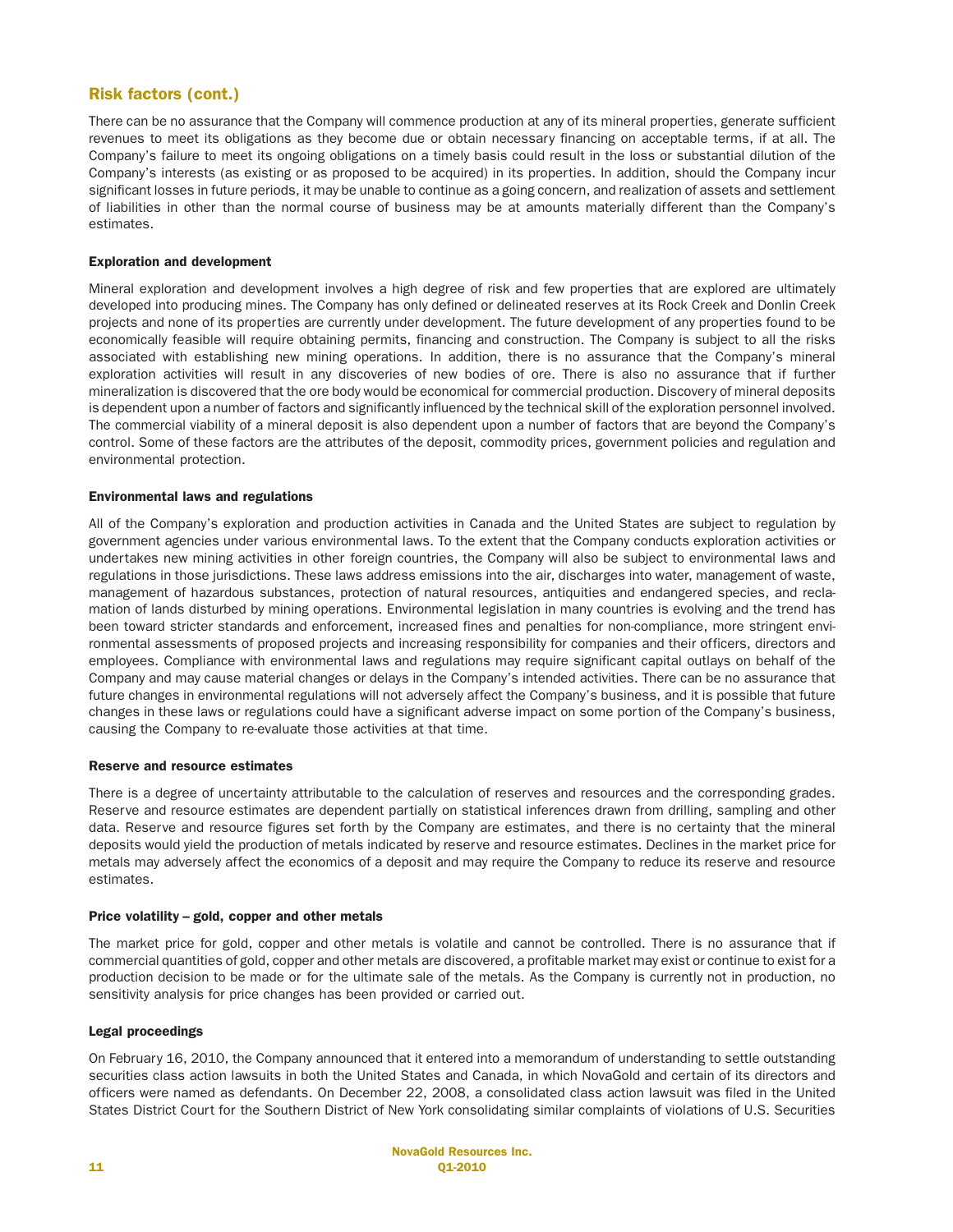## Risk factors (cont.)

There can be no assurance that the Company will commence production at any of its mineral properties, generate sufficient revenues to meet its obligations as they become due or obtain necessary financing on acceptable terms, if at all. The Company's failure to meet its ongoing obligations on a timely basis could result in the loss or substantial dilution of the Company's interests (as existing or as proposed to be acquired) in its properties. In addition, should the Company incur significant losses in future periods, it may be unable to continue as a going concern, and realization of assets and settlement of liabilities in other than the normal course of business may be at amounts materially different than the Company's estimates.

### Exploration and development

Mineral exploration and development involves a high degree of risk and few properties that are explored are ultimately developed into producing mines. The Company has only defined or delineated reserves at its Rock Creek and Donlin Creek projects and none of its properties are currently under development. The future development of any properties found to be economically feasible will require obtaining permits, financing and construction. The Company is subject to all the risks associated with establishing new mining operations. In addition, there is no assurance that the Company's mineral exploration activities will result in any discoveries of new bodies of ore. There is also no assurance that if further mineralization is discovered that the ore body would be economical for commercial production. Discovery of mineral deposits is dependent upon a number of factors and significantly influenced by the technical skill of the exploration personnel involved. The commercial viability of a mineral deposit is also dependent upon a number of factors that are beyond the Company's control. Some of these factors are the attributes of the deposit, commodity prices, government policies and regulation and environmental protection.

### Environmental laws and regulations

All of the Company's exploration and production activities in Canada and the United States are subject to regulation by government agencies under various environmental laws. To the extent that the Company conducts exploration activities or undertakes new mining activities in other foreign countries, the Company will also be subject to environmental laws and regulations in those jurisdictions. These laws address emissions into the air, discharges into water, management of waste, management of hazardous substances, protection of natural resources, antiquities and endangered species, and reclamation of lands disturbed by mining operations. Environmental legislation in many countries is evolving and the trend has been toward stricter standards and enforcement, increased fines and penalties for non-compliance, more stringent environmental assessments of proposed projects and increasing responsibility for companies and their officers, directors and employees. Compliance with environmental laws and regulations may require significant capital outlays on behalf of the Company and may cause material changes or delays in the Company's intended activities. There can be no assurance that future changes in environmental regulations will not adversely affect the Company's business, and it is possible that future changes in these laws or regulations could have a significant adverse impact on some portion of the Company's business, causing the Company to re-evaluate those activities at that time.

### Reserve and resource estimates

There is a degree of uncertainty attributable to the calculation of reserves and resources and the corresponding grades. Reserve and resource estimates are dependent partially on statistical inferences drawn from drilling, sampling and other data. Reserve and resource figures set forth by the Company are estimates, and there is no certainty that the mineral deposits would yield the production of metals indicated by reserve and resource estimates. Declines in the market price for metals may adversely affect the economics of a deposit and may require the Company to reduce its reserve and resource estimates.

### Price volatility – gold, copper and other metals

The market price for gold, copper and other metals is volatile and cannot be controlled. There is no assurance that if commercial quantities of gold, copper and other metals are discovered, a profitable market may exist or continue to exist for a production decision to be made or for the ultimate sale of the metals. As the Company is currently not in production, no sensitivity analysis for price changes has been provided or carried out.

### Legal proceedings

On February 16, 2010, the Company announced that it entered into a memorandum of understanding to settle outstanding securities class action lawsuits in both the United States and Canada, in which NovaGold and certain of its directors and officers were named as defendants. On December 22, 2008, a consolidated class action lawsuit was filed in the United States District Court for the Southern District of New York consolidating similar complaints of violations of U.S. Securities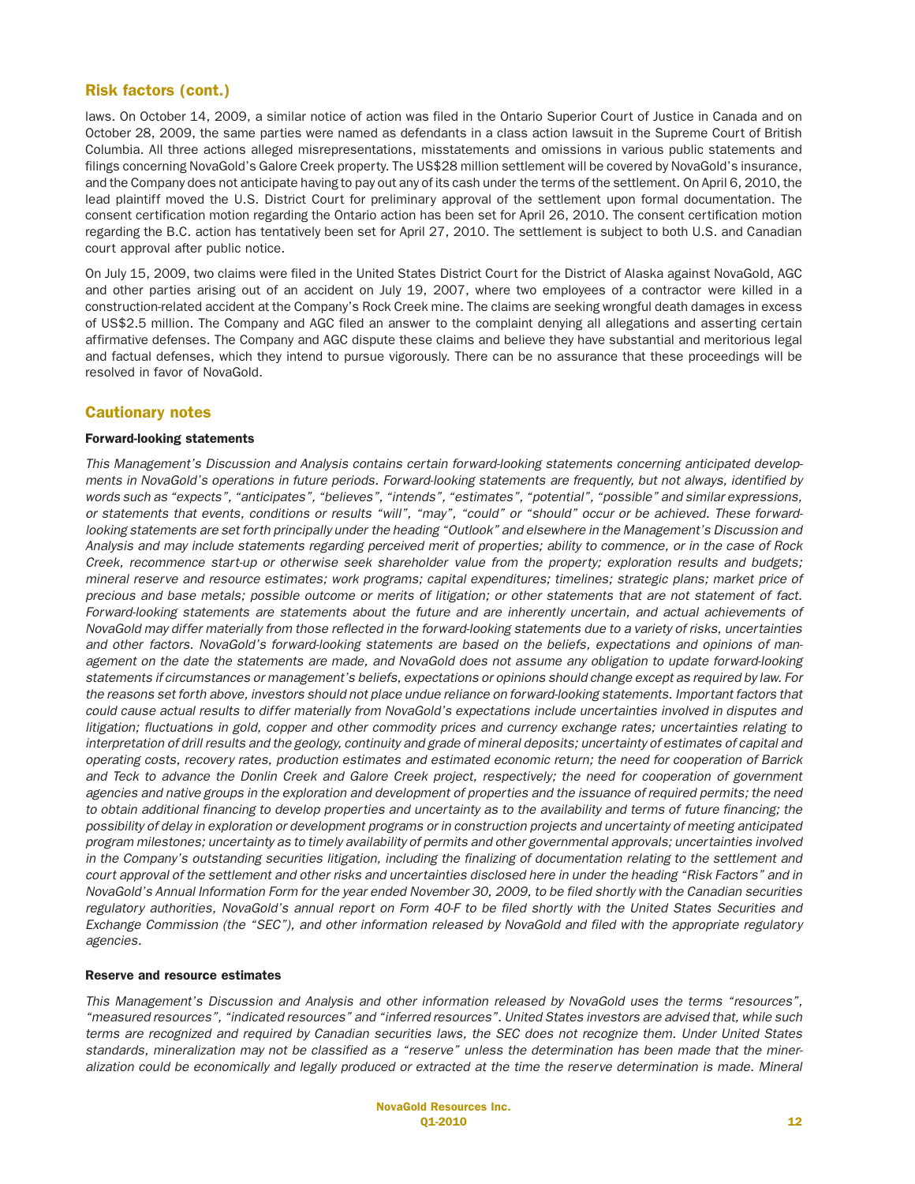## Risk factors (cont.)

laws. On October 14, 2009, a similar notice of action was filed in the Ontario Superior Court of Justice in Canada and on October 28, 2009, the same parties were named as defendants in a class action lawsuit in the Supreme Court of British Columbia. All three actions alleged misrepresentations, misstatements and omissions in various public statements and filings concerning NovaGold's Galore Creek property. The US$28 million settlement will be covered by NovaGold's insurance, and the Company does not anticipate having to pay out any of its cash under the terms of the settlement. On April 6, 2010, the lead plaintiff moved the U.S. District Court for preliminary approval of the settlement upon formal documentation. The consent certification motion regarding the Ontario action has been set for April 26, 2010. The consent certification motion regarding the B.C. action has tentatively been set for April 27, 2010. The settlement is subject to both U.S. and Canadian court approval after public notice.

On July 15, 2009, two claims were filed in the United States District Court for the District of Alaska against NovaGold, AGC and other parties arising out of an accident on July 19, 2007, where two employees of a contractor were killed in a construction-related accident at the Company's Rock Creek mine. The claims are seeking wrongful death damages in excess of US$2.5 million. The Company and AGC filed an answer to the complaint denying all allegations and asserting certain affirmative defenses. The Company and AGC dispute these claims and believe they have substantial and meritorious legal and factual defenses, which they intend to pursue vigorously. There can be no assurance that these proceedings will be resolved in favor of NovaGold.

## Cautionary notes

### Forward-looking statements

*This Management's Discussion and Analysis contains certain forward-looking statements concerning anticipated developments in NovaGold's operations in future periods. Forward-looking statements are frequently, but not always, identified by words such as "expects", "anticipates", "believes", "intends", "estimates", "potential", "possible" and similar expressions, or statements that events, conditions or results "will", "may", "could" or "should" occur or be achieved. These forward-looking statements are set forth principally under the heading "Outlook" and elsewhere in the Management's Discussion and Analysis and may include statements regarding perceived merit of properties; ability to commence, or in the case of Rock Creek, recommence start-up or otherwise seek shareholder value from the property; exploration results and budgets; mineral reserve and resource estimates; work programs; capital expenditures; timelines; strategic plans; market price of precious and base metals; possible outcome or merits of litigation; or other statements that are not statement of fact. Forward-looking statements are statements about the future and are inherently uncertain, and actual achievements of NovaGold may differ materially from those reflected in the forward-looking statements due to a variety of risks, uncertainties and other factors. NovaGold's forward-looking statements are based on the beliefs, expectations and opinions of management on the date the statements are made, and NovaGold does not assume any obligation to update forward-looking statements if circumstances or management's beliefs, expectations or opinions should change except as required by law. For the reasons set forth above, investors should not place undue reliance on forward-looking statements. Important factors that could cause actual results to differ materially from NovaGold's expectations include uncertainties involved in disputes and litigation; fluctuations in gold, copper and other commodity prices and currency exchange rates; uncertainties relating to interpretation of drill results and the geology, continuity and grade of mineral deposits; uncertainty of estimates of capital and operating costs, recovery rates, production estimates and estimated economic return; the need for cooperation of Barrick and Teck to advance the Donlin Creek and Galore Creek project, respectively; the need for cooperation of government agencies and native groups in the exploration and development of properties and the issuance of required permits; the need to obtain additional financing to develop properties and uncertainty as to the availability and terms of future financing; the possibility of delay in exploration or development programs or in construction projects and uncertainty of meeting anticipated program milestones; uncertainty as to timely availability of permits and other governmental approvals; uncertainties involved in the Company's outstanding securities litigation, including the finalizing of documentation relating to the settlement and court approval of the settlement and other risks and uncertainties disclosed here in under the heading "Risk Factors" and in NovaGold's Annual Information Form for the year ended November 30, 2009, to be filed shortly with the Canadian securities regulatory authorities, NovaGold's annual report on Form 40-F to be filed shortly with the United States Securities and Exchange Commission (the "SEC"), and other information released by NovaGold and filed with the appropriate regulatory agencies.*

### Reserve and resource estimates

*This Management's Discussion and Analysis and other information released by NovaGold uses the terms "resources", "measured resources", "indicated resources" and "inferred resources". United States investors are advised that, while such terms are recognized and required by Canadian securities laws, the SEC does not recognize them. Under United States standards, mineralization may not be classified as a "reserve" unless the determination has been made that the mineralization could be economically and legally produced or extracted at the time the reserve determination is made. Mineral*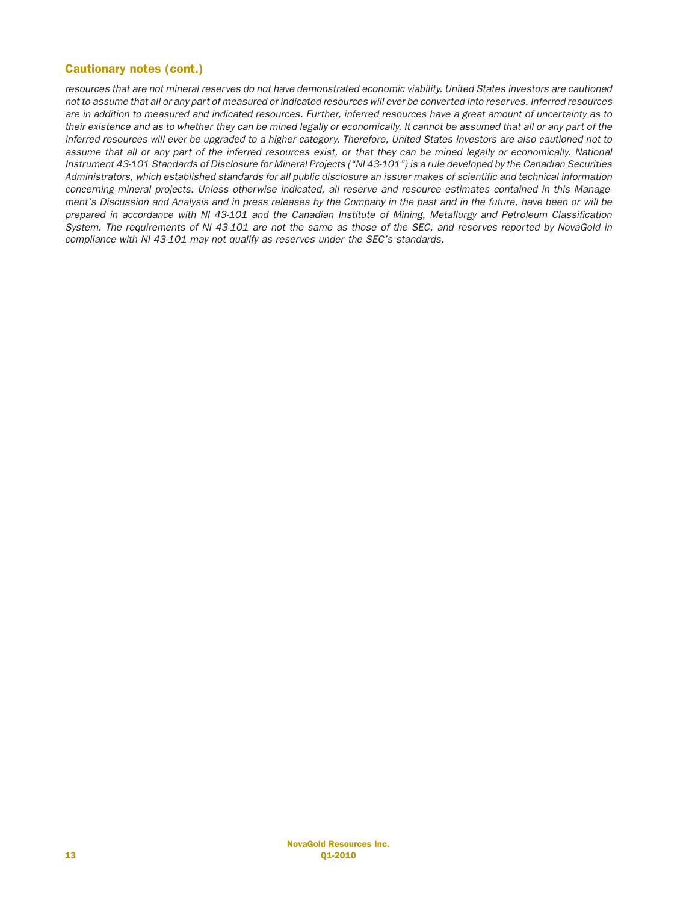## Cautionary notes (cont.)

*resources that are not mineral reserves do not have demonstrated economic viability. United States investors are cautioned not to assume that all or any part of measured or indicated resources will ever be converted into reserves. Inferred resources are in addition to measured and indicated resources. Further, inferred resources have a great amount of uncertainty as to their existence and as to whether they can be mined legally or economically. It cannot be assumed that all or any part of the inferred resources will ever be upgraded to a higher category. Therefore, United States investors are also cautioned not to assume that all or any part of the inferred resources exist, or that they can be mined legally or economically. National Instrument 43-101 Standards of Disclosure for Mineral Projects ("NI 43-101") is a rule developed by the Canadian Securities Administrators, which established standards for all public disclosure an issuer makes of scientific and technical information concerning mineral projects. Unless otherwise indicated, all reserve and resource estimates contained in this Management's Discussion and Analysis and in press releases by the Company in the past and in the future, have been or will be prepared in accordance with NI 43-101 and the Canadian Institute of Mining, Metallurgy and Petroleum Classification System. The requirements of NI 43-101 are not the same as those of the SEC, and reserves reported by NovaGold in compliance with NI 43-101 may not qualify as reserves under the SEC's standards.*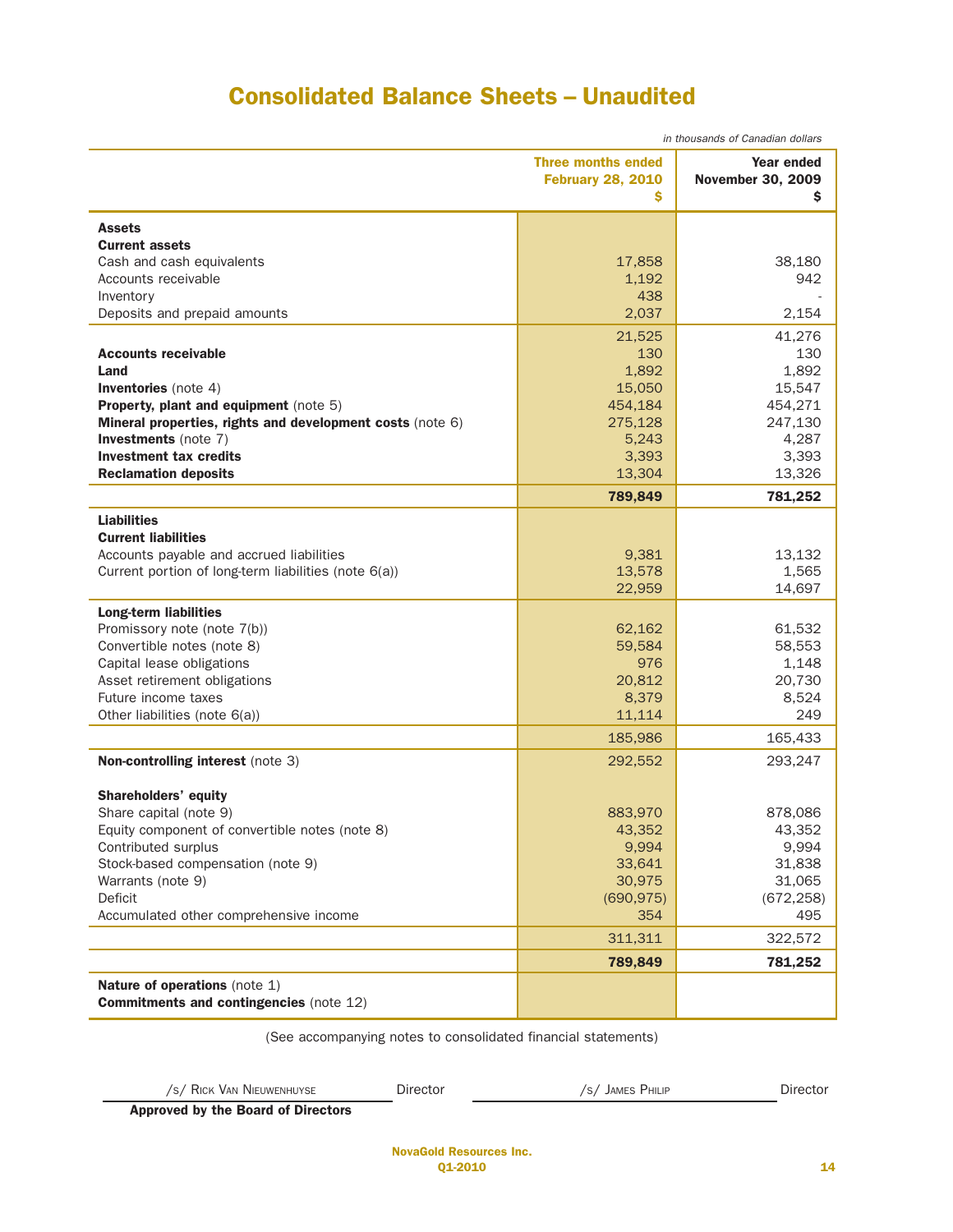# Consolidated Balance Sheets – Unaudited

*in thousands of Canadian dollars*

| | Three months ended February 28, 2010 $ | Year ended November 30, 2009 $ |
|---|---:|---:|
| **Assets** | | |
| **Current assets** | | |
| Cash and cash equivalents | 17,858 | 38,180 |
| Accounts receivable | 1,192 | 942 |
| Inventory | 438 | - |
| Deposits and prepaid amounts | 2,037 | 2,154 |
| | 21,525 | 41,276 |
| **Accounts receivable** | 130 | 130 |
| **Land** | 1,892 | 1,892 |
| **Inventories** (note 4) | 15,050 | 15,547 |
| **Property, plant and equipment** (note 5) | 454,184 | 454,271 |
| **Mineral properties, rights and development costs** (note 6) | 275,128 | 247,130 |
| **Investments** (note 7) | 5,243 | 4,287 |
| **Investment tax credits** | 3,393 | 3,393 |
| **Reclamation deposits** | 13,304 | 13,326 |
| | **789,849** | **781,252** |
| **Liabilities** | | |
| **Current liabilities** | | |
| Accounts payable and accrued liabilities | 9,381 | 13,132 |
| Current portion of long-term liabilities (note 6(a)) | 13,578 | 1,565 |
| | 22,959 | 14,697 |
| **Long-term liabilities** | | |
| Promissory note (note 7(b)) | 62,162 | 61,532 |
| Convertible notes (note 8) | 59,584 | 58,553 |
| Capital lease obligations | 976 | 1,148 |
| Asset retirement obligations | 20,812 | 20,730 |
| Future income taxes | 8,379 | 8,524 |
| Other liabilities (note 6(a)) | 11,114 | 249 |
| | 185,986 | 165,433 |
| **Non-controlling interest** (note 3) | 292,552 | 293,247 |
| **Shareholders' equity** | | |
| Share capital (note 9) | 883,970 | 878,086 |
| Equity component of convertible notes (note 8) | 43,352 | 43,352 |
| Contributed surplus | 9,994 | 9,994 |
| Stock-based compensation (note 9) | 33,641 | 31,838 |
| Warrants (note 9) | 30,975 | 31,065 |
| Deficit | (690,975) | (672,258) |
| Accumulated other comprehensive income | 354 | 495 |
| | 311,311 | 322,572 |
| | **789,849** | **781,252** |
| **Nature of operations** (note 1) | | |
| **Commitments and contingencies** (note 12) | | |

(See accompanying notes to consolidated financial statements)

/s/ Rick Van Nieuwenhuyse Director /s/ James Philip Director

**Approved by the Board of Directors**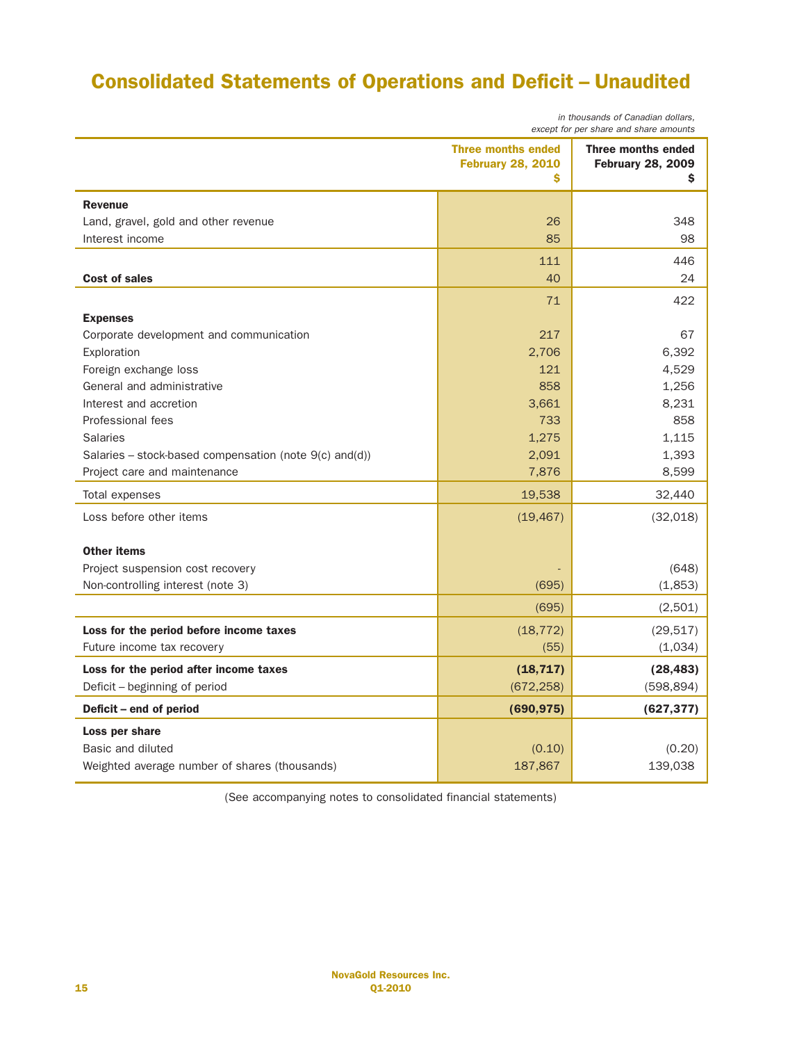# Consolidated Statements of Operations and Deficit – Unaudited

*in thousands of Canadian dollars, except for per share and share amounts*

| | Three months ended February 28, 2010 $ | Three months ended February 28, 2009 $ |
|---|---|---|
| **Revenue** | | |
| Land, gravel, gold and other revenue | 26 | 348 |
| Interest income | 85 | 98 |
| | 111 | 446 |
| **Cost of sales** | 40 | 24 |
| | 71 | 422 |
| **Expenses** | | |
| Corporate development and communication | 217 | 67 |
| Exploration | 2,706 | 6,392 |
| Foreign exchange loss | 121 | 4,529 |
| General and administrative | 858 | 1,256 |
| Interest and accretion | 3,661 | 8,231 |
| Professional fees | 733 | 858 |
| Salaries | 1,275 | 1,115 |
| Salaries – stock-based compensation (note 9(c) and(d)) | 2,091 | 1,393 |
| Project care and maintenance | 7,876 | 8,599 |
| Total expenses | 19,538 | 32,440 |
| Loss before other items | (19,467) | (32,018) |
| **Other items** | | |
| Project suspension cost recovery | - | (648) |
| Non-controlling interest (note 3) | (695) | (1,853) |
| | (695) | (2,501) |
| **Loss for the period before income taxes** | (18,772) | (29,517) |
| Future income tax recovery | (55) | (1,034) |
| **Loss for the period after income taxes** | **(18,717)** | **(28,483)** |
| Deficit – beginning of period | (672,258) | (598,894) |
| **Deficit – end of period** | **(690,975)** | **(627,377)** |
| **Loss per share** | | |
| Basic and diluted | (0.10) | (0.20) |
| Weighted average number of shares (thousands) | 187,867 | 139,038 |

(See accompanying notes to consolidated financial statements)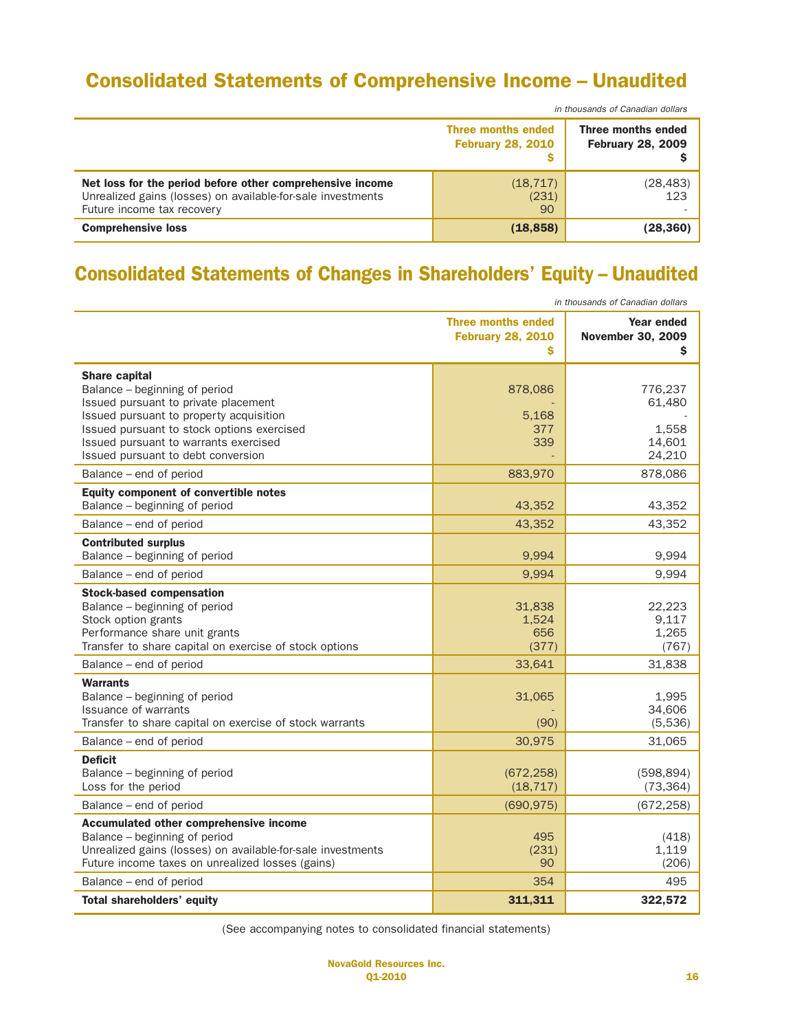# Consolidated Statements of Comprehensive Income – Unaudited

*in thousands of Canadian dollars*

| | Three months ended February 28, 2010 $ | Three months ended February 28, 2009 $ |
|---|---|---|
| **Net loss for the period before other comprehensive income** | (18,717) | (28,483) |
| Unrealized gains (losses) on available-for-sale investments | (231) | 123 |
| Future income tax recovery | 90 | - |
| **Comprehensive loss** | **(18,858)** | **(28,360)** |

# Consolidated Statements of Changes in Shareholders' Equity – Unaudited

*in thousands of Canadian dollars*

| | Three months ended February 28, 2010 $ | Year ended November 30, 2009 $ |
|---|---|---|
| **Share capital** | | |
| Balance – beginning of period | 878,086 | 776,237 |
| Issued pursuant to private placement | - | 61,480 |
| Issued pursuant to property acquisition | 5,168 | - |
| Issued pursuant to stock options exercised | 377 | 1,558 |
| Issued pursuant to warrants exercised | 339 | 14,601 |
| Issued pursuant to debt conversion | - | 24,210 |
| Balance – end of period | 883,970 | 878,086 |
| **Equity component of convertible notes** | | |
| Balance – beginning of period | 43,352 | 43,352 |
| Balance – end of period | 43,352 | 43,352 |
| **Contributed surplus** | | |
| Balance – beginning of period | 9,994 | 9,994 |
| Balance – end of period | 9,994 | 9,994 |
| **Stock-based compensation** | | |
| Balance – beginning of period | 31,838 | 22,223 |
| Stock option grants | 1,524 | 9,117 |
| Performance share unit grants | 656 | 1,265 |
| Transfer to share capital on exercise of stock options | (377) | (767) |
| Balance – end of period | 33,641 | 31,838 |
| **Warrants** | | |
| Balance – beginning of period | 31,065 | 1,995 |
| Issuance of warrants | - | 34,606 |
| Transfer to share capital on exercise of stock warrants | (90) | (5,536) |
| Balance – end of period | 30,975 | 31,065 |
| **Deficit** | | |
| Balance – beginning of period | (672,258) | (598,894) |
| Loss for the period | (18,717) | (73,364) |
| Balance – end of period | (690,975) | (672,258) |
| **Accumulated other comprehensive income** | | |
| Balance – beginning of period | 495 | (418) |
| Unrealized gains (losses) on available-for-sale investments | (231) | 1,119 |
| Future income taxes on unrealized losses (gains) | 90 | (206) |
| Balance – end of period | 354 | 495 |
| **Total shareholders' equity** | **311,311** | **322,572** |

(See accompanying notes to consolidated financial statements)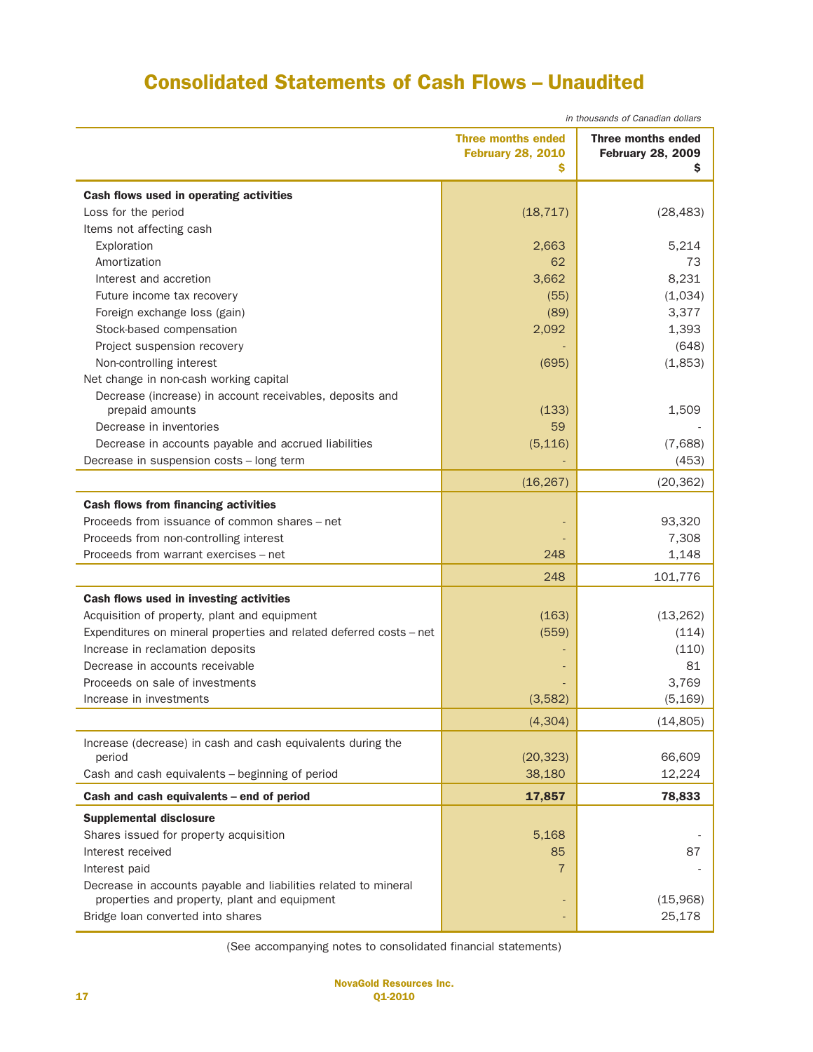# Consolidated Statements of Cash Flows – Unaudited

*in thousands of Canadian dollars*

| | Three months ended February 28, 2010 $ | Three months ended February 28, 2009 $ |
|---|---|---|
| **Cash flows used in operating activities** | | |
| Loss for the period | (18,717) | (28,483) |
| Items not affecting cash | | |
| Exploration | 2,663 | 5,214 |
| Amortization | 62 | 73 |
| Interest and accretion | 3,662 | 8,231 |
| Future income tax recovery | (55) | (1,034) |
| Foreign exchange loss (gain) | (89) | 3,377 |
| Stock-based compensation | 2,092 | 1,393 |
| Project suspension recovery | - | (648) |
| Non-controlling interest | (695) | (1,853) |
| Net change in non-cash working capital | | |
| Decrease (increase) in account receivables, deposits and prepaid amounts | (133) | 1,509 |
| Decrease in inventories | 59 | - |
| Decrease in accounts payable and accrued liabilities | (5,116) | (7,688) |
| Decrease in suspension costs – long term | - | (453) |
| | (16,267) | (20,362) |
| **Cash flows from financing activities** | | |
| Proceeds from issuance of common shares – net | - | 93,320 |
| Proceeds from non-controlling interest | - | 7,308 |
| Proceeds from warrant exercises – net | 248 | 1,148 |
| | 248 | 101,776 |
| **Cash flows used in investing activities** | | |
| Acquisition of property, plant and equipment | (163) | (13,262) |
| Expenditures on mineral properties and related deferred costs – net | (559) | (114) |
| Increase in reclamation deposits | - | (110) |
| Decrease in accounts receivable | - | 81 |
| Proceeds on sale of investments | - | 3,769 |
| Increase in investments | (3,582) | (5,169) |
| | (4,304) | (14,805) |
| Increase (decrease) in cash and cash equivalents during the period | (20,323) | 66,609 |
| Cash and cash equivalents – beginning of period | 38,180 | 12,224 |
| **Cash and cash equivalents – end of period** | **17,857** | **78,833** |
| **Supplemental disclosure** | | |
| Shares issued for property acquisition | 5,168 | - |
| Interest received | 85 | 87 |
| Interest paid | 7 | - |
| Decrease in accounts payable and liabilities related to mineral properties and property, plant and equipment | - | (15,968) |
| Bridge loan converted into shares | - | 25,178 |

(See accompanying notes to consolidated financial statements)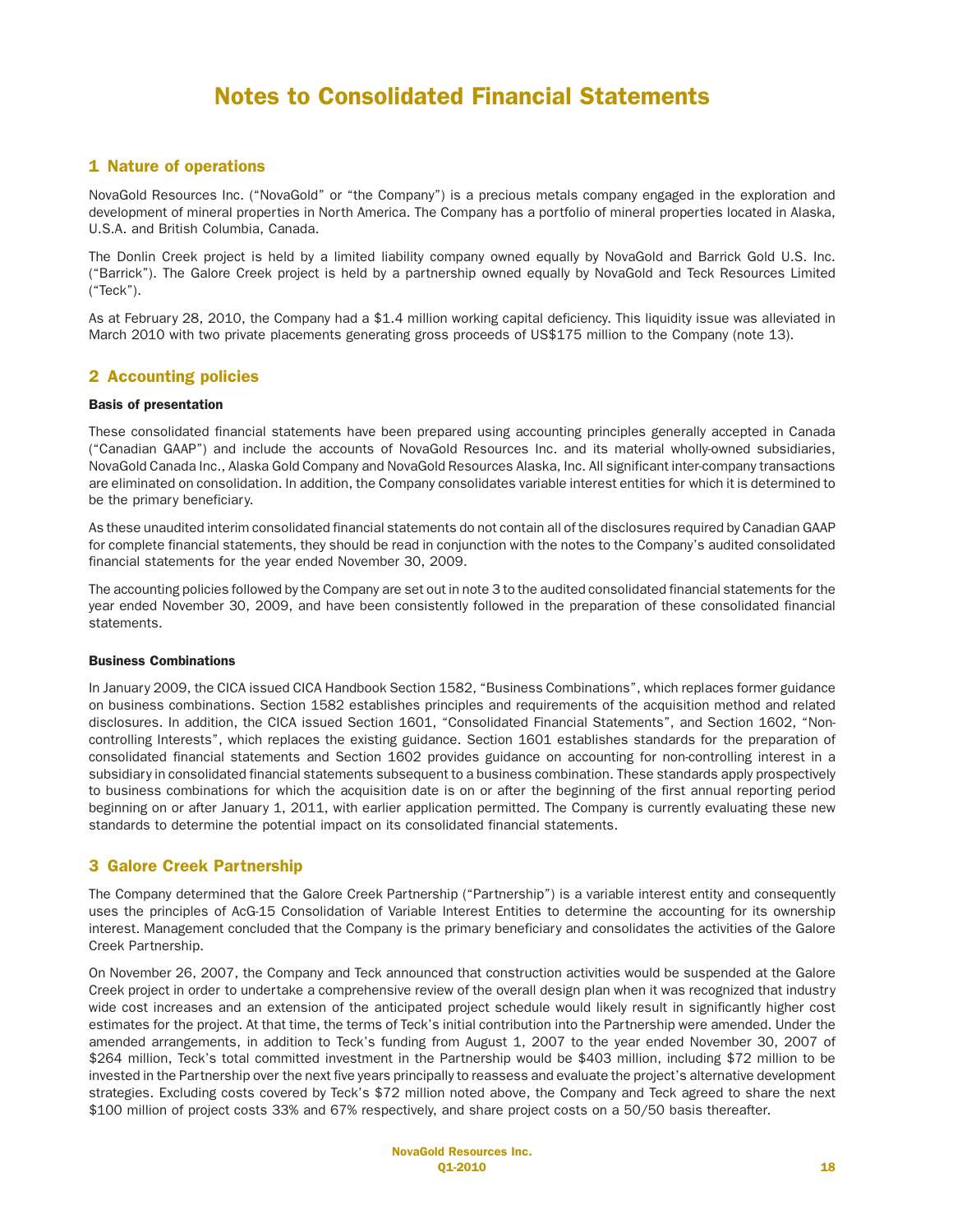# Notes to Consolidated Financial Statements

## 1 Nature of operations

NovaGold Resources Inc. ("NovaGold" or "the Company") is a precious metals company engaged in the exploration and development of mineral properties in North America. The Company has a portfolio of mineral properties located in Alaska, U.S.A. and British Columbia, Canada.

The Donlin Creek project is held by a limited liability company owned equally by NovaGold and Barrick Gold U.S. Inc. ("Barrick"). The Galore Creek project is held by a partnership owned equally by NovaGold and Teck Resources Limited ("Teck").

As at February 28, 2010, the Company had a $1.4 million working capital deficiency. This liquidity issue was alleviated in March 2010 with two private placements generating gross proceeds of US$175 million to the Company (note 13).

## 2 Accounting policies

**Basis of presentation**

These consolidated financial statements have been prepared using accounting principles generally accepted in Canada ("Canadian GAAP") and include the accounts of NovaGold Resources Inc. and its material wholly-owned subsidiaries, NovaGold Canada Inc., Alaska Gold Company and NovaGold Resources Alaska, Inc. All significant inter-company transactions are eliminated on consolidation. In addition, the Company consolidates variable interest entities for which it is determined to be the primary beneficiary.

As these unaudited interim consolidated financial statements do not contain all of the disclosures required by Canadian GAAP for complete financial statements, they should be read in conjunction with the notes to the Company's audited consolidated financial statements for the year ended November 30, 2009.

The accounting policies followed by the Company are set out in note 3 to the audited consolidated financial statements for the year ended November 30, 2009, and have been consistently followed in the preparation of these consolidated financial statements.

**Business Combinations**

In January 2009, the CICA issued CICA Handbook Section 1582, "Business Combinations", which replaces former guidance on business combinations. Section 1582 establishes principles and requirements of the acquisition method and related disclosures. In addition, the CICA issued Section 1601, "Consolidated Financial Statements", and Section 1602, "Non-controlling Interests", which replaces the existing guidance. Section 1601 establishes standards for the preparation of consolidated financial statements and Section 1602 provides guidance on accounting for non-controlling interest in a subsidiary in consolidated financial statements subsequent to a business combination. These standards apply prospectively to business combinations for which the acquisition date is on or after the beginning of the first annual reporting period beginning on or after January 1, 2011, with earlier application permitted. The Company is currently evaluating these new standards to determine the potential impact on its consolidated financial statements.

## 3 Galore Creek Partnership

The Company determined that the Galore Creek Partnership ("Partnership") is a variable interest entity and consequently uses the principles of AcG-15 Consolidation of Variable Interest Entities to determine the accounting for its ownership interest. Management concluded that the Company is the primary beneficiary and consolidates the activities of the Galore Creek Partnership.

On November 26, 2007, the Company and Teck announced that construction activities would be suspended at the Galore Creek project in order to undertake a comprehensive review of the overall design plan when it was recognized that industry wide cost increases and an extension of the anticipated project schedule would likely result in significantly higher cost estimates for the project. At that time, the terms of Teck's initial contribution into the Partnership were amended. Under the amended arrangements, in addition to Teck's funding from August 1, 2007 to the year ended November 30, 2007 of $264 million, Teck's total committed investment in the Partnership would be $403 million, including $72 million to be invested in the Partnership over the next five years principally to reassess and evaluate the project's alternative development strategies. Excluding costs covered by Teck's $72 million noted above, the Company and Teck agreed to share the next $100 million of project costs 33% and 67% respectively, and share project costs on a 50/50 basis thereafter.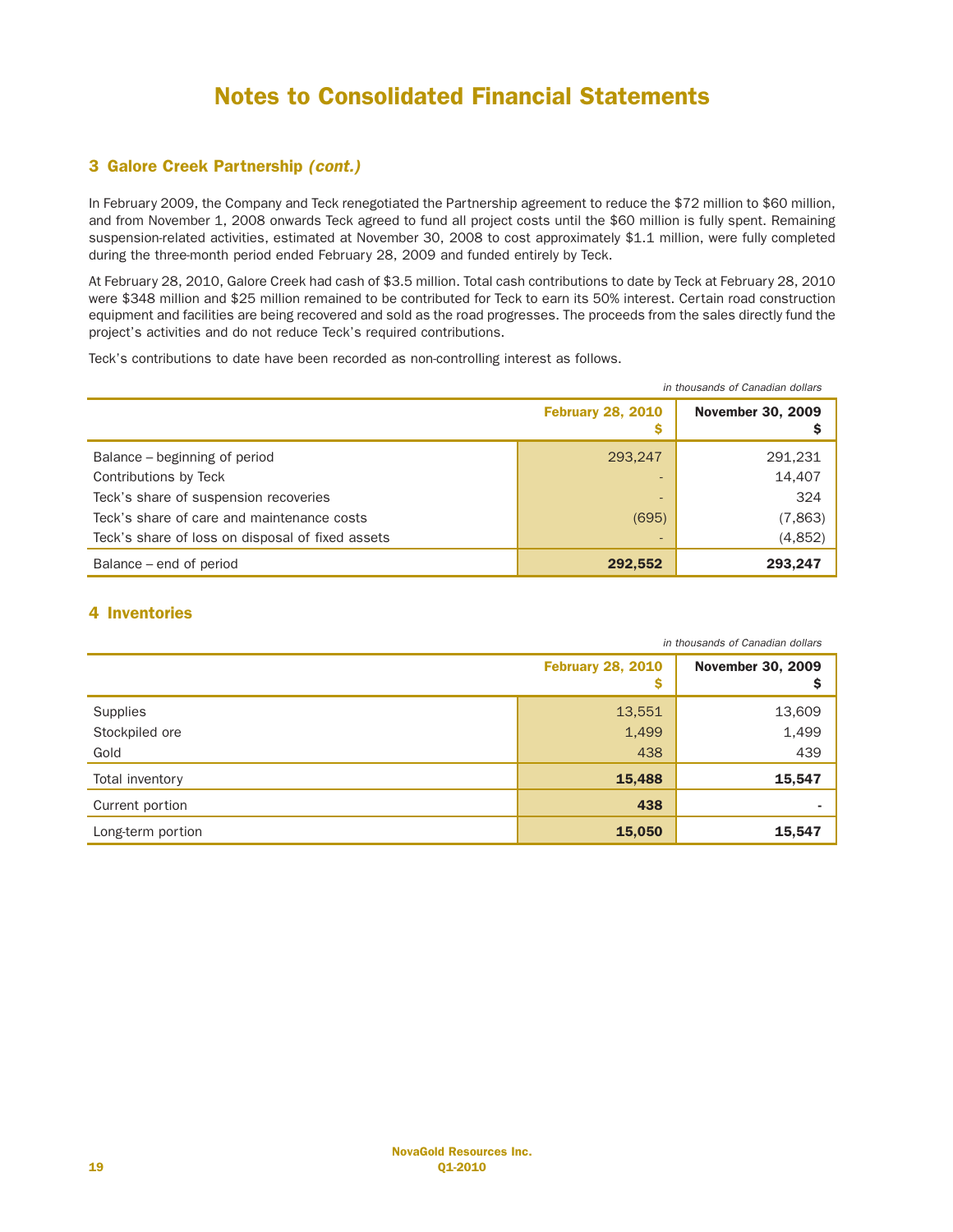# Notes to Consolidated Financial Statements

## 3 Galore Creek Partnership *(cont.)*

In February 2009, the Company and Teck renegotiated the Partnership agreement to reduce the $72 million to $60 million, and from November 1, 2008 onwards Teck agreed to fund all project costs until the $60 million is fully spent. Remaining suspension-related activities, estimated at November 30, 2008 to cost approximately $1.1 million, were fully completed during the three-month period ended February 28, 2009 and funded entirely by Teck.

At February 28, 2010, Galore Creek had cash of $3.5 million. Total cash contributions to date by Teck at February 28, 2010 were $348 million and $25 million remained to be contributed for Teck to earn its 50% interest. Certain road construction equipment and facilities are being recovered and sold as the road progresses. The proceeds from the sales directly fund the project's activities and do not reduce Teck's required contributions.

Teck's contributions to date have been recorded as non-controlling interest as follows.

*in thousands of Canadian dollars*

| | February 28, 2010 $ | November 30, 2009 $ |
|---|---|---|
| Balance – beginning of period | 293,247 | 291,231 |
| Contributions by Teck | - | 14,407 |
| Teck's share of suspension recoveries | - | 324 |
| Teck's share of care and maintenance costs | (695) | (7,863) |
| Teck's share of loss on disposal of fixed assets | - | (4,852) |
| Balance – end of period | **292,552** | **293,247** |

## 4 Inventories

*in thousands of Canadian dollars*

| | February 28, 2010 $ | November 30, 2009 $ |
|---|---|---|
| Supplies | 13,551 | 13,609 |
| Stockpiled ore | 1,499 | 1,499 |
| Gold | 438 | 439 |
| Total inventory | **15,488** | **15,547** |
| Current portion | **438** | **-** |
| Long-term portion | **15,050** | **15,547** |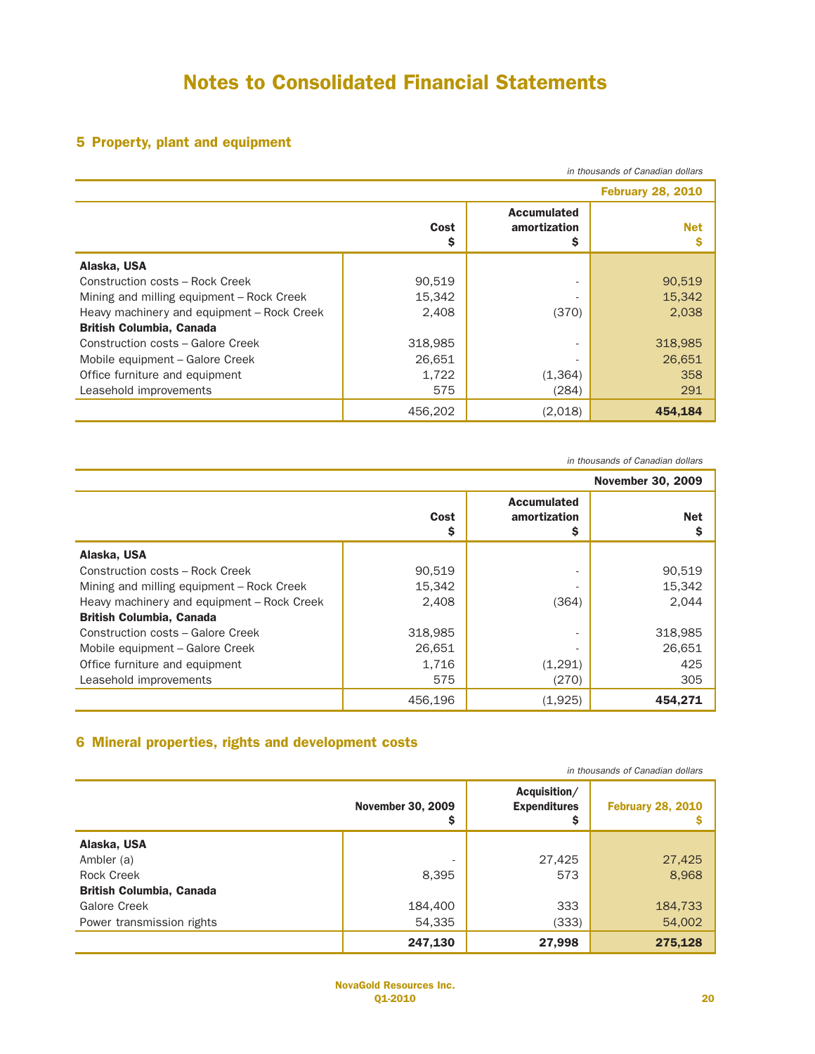# Notes to Consolidated Financial Statements

## 5 Property, plant and equipment

*in thousands of Canadian dollars*

| | | | February 28, 2010 |
|---|---|---|---|
| | Cost<br>$ | Accumulated amortization<br>$ | Net<br>$ |
| **Alaska, USA** | | | |
| Construction costs – Rock Creek | 90,519 | - | 90,519 |
| Mining and milling equipment – Rock Creek | 15,342 | - | 15,342 |
| Heavy machinery and equipment – Rock Creek | 2,408 | (370) | 2,038 |
| **British Columbia, Canada** | | | |
| Construction costs – Galore Creek | 318,985 | - | 318,985 |
| Mobile equipment – Galore Creek | 26,651 | - | 26,651 |
| Office furniture and equipment | 1,722 | (1,364) | 358 |
| Leasehold improvements | 575 | (284) | 291 |
| | 456,202 | (2,018) | **454,184** |

*in thousands of Canadian dollars*

| | | | November 30, 2009 |
|---|---|---|---|
| | Cost<br>$ | Accumulated amortization<br>$ | Net<br>$ |
| **Alaska, USA** | | | |
| Construction costs – Rock Creek | 90,519 | - | 90,519 |
| Mining and milling equipment – Rock Creek | 15,342 | - | 15,342 |
| Heavy machinery and equipment – Rock Creek | 2,408 | (364) | 2,044 |
| **British Columbia, Canada** | | | |
| Construction costs – Galore Creek | 318,985 | - | 318,985 |
| Mobile equipment – Galore Creek | 26,651 | - | 26,651 |
| Office furniture and equipment | 1,716 | (1,291) | 425 |
| Leasehold improvements | 575 | (270) | 305 |
| | 456,196 | (1,925) | **454,271** |

## 6 Mineral properties, rights and development costs

*in thousands of Canadian dollars*

| | November 30, 2009<br>$ | Acquisition/ Expenditures<br>$ | February 28, 2010<br>$ |
|---|---|---|---|
| **Alaska, USA** | | | |
| Ambler (a) | - | 27,425 | 27,425 |
| Rock Creek | 8,395 | 573 | 8,968 |
| **British Columbia, Canada** | | | |
| Galore Creek | 184,400 | 333 | 184,733 |
| Power transmission rights | 54,335 | (333) | 54,002 |
| | **247,130** | **27,998** | **275,128** |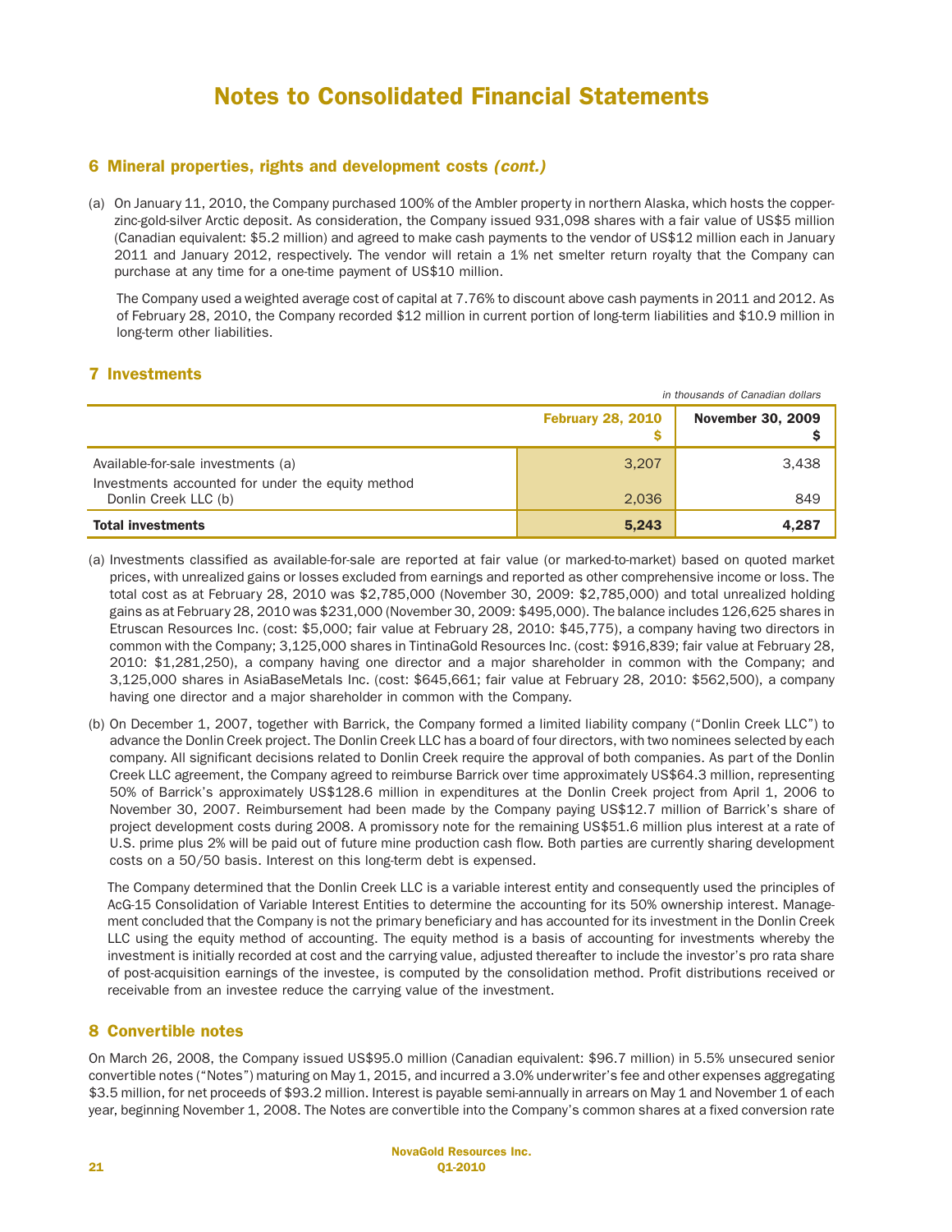# Notes to Consolidated Financial Statements

## 6 Mineral properties, rights and development costs *(cont.)*

(a) On January 11, 2010, the Company purchased 100% of the Ambler property in northern Alaska, which hosts the copper-zinc-gold-silver Arctic deposit. As consideration, the Company issued 931,098 shares with a fair value of US$5 million (Canadian equivalent: $5.2 million) and agreed to make cash payments to the vendor of US$12 million each in January 2011 and January 2012, respectively. The vendor will retain a 1% net smelter return royalty that the Company can purchase at any time for a one-time payment of US$10 million.

The Company used a weighted average cost of capital at 7.76% to discount above cash payments in 2011 and 2012. As of February 28, 2010, the Company recorded $12 million in current portion of long-term liabilities and $10.9 million in long-term other liabilities.

## 7 Investments

*in thousands of Canadian dollars*

| | February 28, 2010 $ | November 30, 2009 $ |
|---|---:|---:|
| Available-for-sale investments (a) | 3,207 | 3,438 |
| Investments accounted for under the equity method Donlin Creek LLC (b) | 2,036 | 849 |
| **Total investments** | **5,243** | **4,287** |

(a) Investments classified as available-for-sale are reported at fair value (or marked-to-market) based on quoted market prices, with unrealized gains or losses excluded from earnings and reported as other comprehensive income or loss. The total cost as at February 28, 2010 was $2,785,000 (November 30, 2009: $2,785,000) and total unrealized holding gains as at February 28, 2010 was $231,000 (November 30, 2009: $495,000). The balance includes 126,625 shares in Etruscan Resources Inc. (cost: $5,000; fair value at February 28, 2010: $45,775), a company having two directors in common with the Company; 3,125,000 shares in TintinaGold Resources Inc. (cost: $916,839; fair value at February 28, 2010: $1,281,250), a company having one director and a major shareholder in common with the Company; and 3,125,000 shares in AsiaBaseMetals Inc. (cost: $645,661; fair value at February 28, 2010: $562,500), a company having one director and a major shareholder in common with the Company.

(b) On December 1, 2007, together with Barrick, the Company formed a limited liability company ("Donlin Creek LLC") to advance the Donlin Creek project. The Donlin Creek LLC has a board of four directors, with two nominees selected by each company. All significant decisions related to Donlin Creek require the approval of both companies. As part of the Donlin Creek LLC agreement, the Company agreed to reimburse Barrick over time approximately US$64.3 million, representing 50% of Barrick's approximately US$128.6 million in expenditures at the Donlin Creek project from April 1, 2006 to November 30, 2007. Reimbursement had been made by the Company paying US$12.7 million of Barrick's share of project development costs during 2008. A promissory note for the remaining US$51.6 million plus interest at a rate of U.S. prime plus 2% will be paid out of future mine production cash flow. Both parties are currently sharing development costs on a 50/50 basis. Interest on this long-term debt is expensed.

The Company determined that the Donlin Creek LLC is a variable interest entity and consequently used the principles of AcG-15 Consolidation of Variable Interest Entities to determine the accounting for its 50% ownership interest. Management concluded that the Company is not the primary beneficiary and has accounted for its investment in the Donlin Creek LLC using the equity method of accounting. The equity method is a basis of accounting for investments whereby the investment is initially recorded at cost and the carrying value, adjusted thereafter to include the investor's pro rata share of post-acquisition earnings of the investee, is computed by the consolidation method. Profit distributions received or receivable from an investee reduce the carrying value of the investment.

## 8 Convertible notes

On March 26, 2008, the Company issued US$95.0 million (Canadian equivalent: $96.7 million) in 5.5% unsecured senior convertible notes ("Notes") maturing on May 1, 2015, and incurred a 3.0% underwriter's fee and other expenses aggregating $3.5 million, for net proceeds of $93.2 million. Interest is payable semi-annually in arrears on May 1 and November 1 of each year, beginning November 1, 2008. The Notes are convertible into the Company's common shares at a fixed conversion rate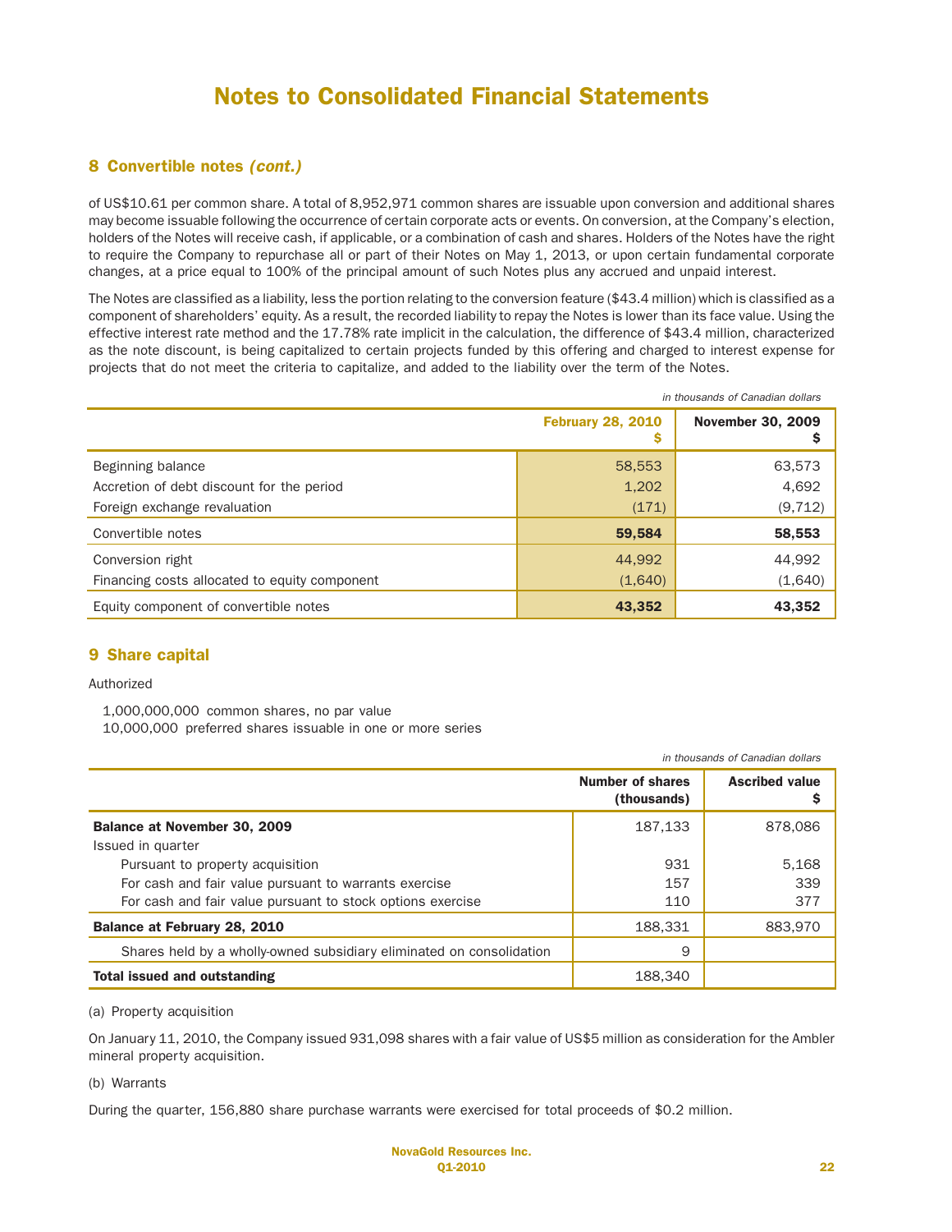# Notes to Consolidated Financial Statements

## 8 Convertible notes *(cont.)*

of US$10.61 per common share. A total of 8,952,971 common shares are issuable upon conversion and additional shares may become issuable following the occurrence of certain corporate acts or events. On conversion, at the Company's election, holders of the Notes will receive cash, if applicable, or a combination of cash and shares. Holders of the Notes have the right to require the Company to repurchase all or part of their Notes on May 1, 2013, or upon certain fundamental corporate changes, at a price equal to 100% of the principal amount of such Notes plus any accrued and unpaid interest.

The Notes are classified as a liability, less the portion relating to the conversion feature ($43.4 million) which is classified as a component of shareholders' equity. As a result, the recorded liability to repay the Notes is lower than its face value. Using the effective interest rate method and the 17.78% rate implicit in the calculation, the difference of $43.4 million, characterized as the note discount, is being capitalized to certain projects funded by this offering and charged to interest expense for projects that do not meet the criteria to capitalize, and added to the liability over the term of the Notes.

*in thousands of Canadian dollars*

| | February 28, 2010 $ | November 30, 2009 $ |
|---|---|---|
| Beginning balance | 58,553 | 63,573 |
| Accretion of debt discount for the period | 1,202 | 4,692 |
| Foreign exchange revaluation | (171) | (9,712) |
| Convertible notes | **59,584** | **58,553** |
| Conversion right | 44,992 | 44,992 |
| Financing costs allocated to equity component | (1,640) | (1,640) |
| Equity component of convertible notes | **43,352** | **43,352** |

## 9 Share capital

Authorized

1,000,000,000 common shares, no par value
10,000,000 preferred shares issuable in one or more series

*in thousands of Canadian dollars*

| | Number of shares (thousands) | Ascribed value $ |
|---|---|---|
| **Balance at November 30, 2009** | 187,133 | 878,086 |
| Issued in quarter | | |
| Pursuant to property acquisition | 931 | 5,168 |
| For cash and fair value pursuant to warrants exercise | 157 | 339 |
| For cash and fair value pursuant to stock options exercise | 110 | 377 |
| **Balance at February 28, 2010** | 188,331 | 883,970 |
| Shares held by a wholly-owned subsidiary eliminated on consolidation | 9 | |
| **Total issued and outstanding** | 188,340 | |

(a) Property acquisition

On January 11, 2010, the Company issued 931,098 shares with a fair value of US$5 million as consideration for the Ambler mineral property acquisition.

(b) Warrants

During the quarter, 156,880 share purchase warrants were exercised for total proceeds of $0.2 million.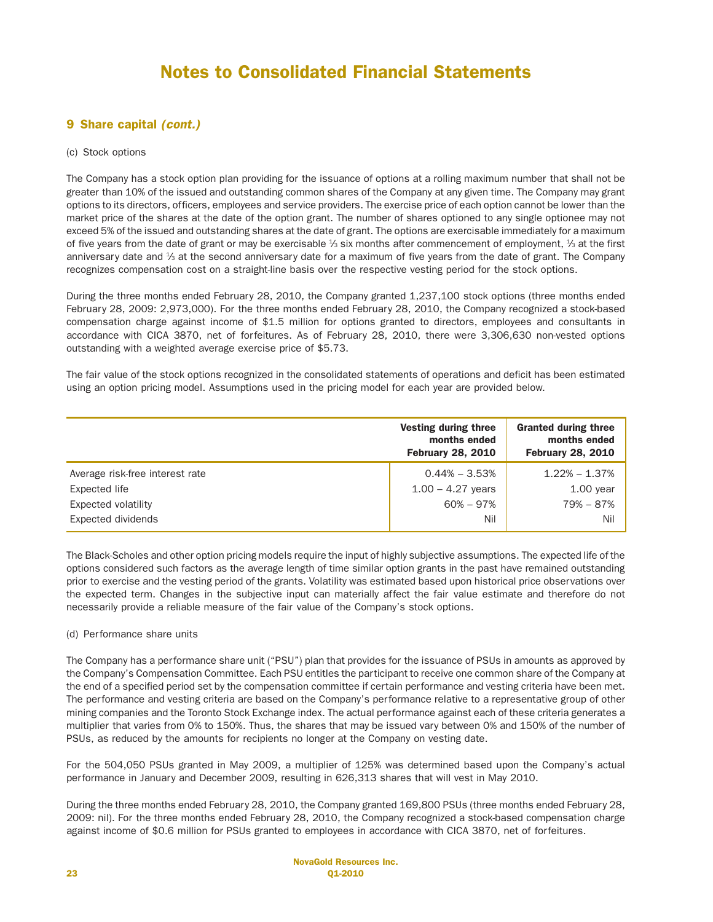# Notes to Consolidated Financial Statements

## 9 Share capital *(cont.)*

(c) Stock options

The Company has a stock option plan providing for the issuance of options at a rolling maximum number that shall not be greater than 10% of the issued and outstanding common shares of the Company at any given time. The Company may grant options to its directors, officers, employees and service providers. The exercise price of each option cannot be lower than the market price of the shares at the date of the option grant. The number of shares optioned to any single optionee may not exceed 5% of the issued and outstanding shares at the date of grant. The options are exercisable immediately for a maximum of five years from the date of grant or may be exercisable ⅓ six months after commencement of employment, ⅓ at the first anniversary date and ⅓ at the second anniversary date for a maximum of five years from the date of grant. The Company recognizes compensation cost on a straight-line basis over the respective vesting period for the stock options.

During the three months ended February 28, 2010, the Company granted 1,237,100 stock options (three months ended February 28, 2009: 2,973,000). For the three months ended February 28, 2010, the Company recognized a stock-based compensation charge against income of $1.5 million for options granted to directors, employees and consultants in accordance with CICA 3870, net of forfeitures. As of February 28, 2010, there were 3,306,630 non-vested options outstanding with a weighted average exercise price of $5.73.

The fair value of the stock options recognized in the consolidated statements of operations and deficit has been estimated using an option pricing model. Assumptions used in the pricing model for each year are provided below.

| | Vesting during three months ended February 28, 2010 | Granted during three months ended February 28, 2010 |
|---|---|---|
| Average risk-free interest rate | 0.44% – 3.53% | 1.22% – 1.37% |
| Expected life | 1.00 – 4.27 years | 1.00 year |
| Expected volatility | 60% – 97% | 79% – 87% |
| Expected dividends | Nil | Nil |

The Black-Scholes and other option pricing models require the input of highly subjective assumptions. The expected life of the options considered such factors as the average length of time similar option grants in the past have remained outstanding prior to exercise and the vesting period of the grants. Volatility was estimated based upon historical price observations over the expected term. Changes in the subjective input can materially affect the fair value estimate and therefore do not necessarily provide a reliable measure of the fair value of the Company's stock options.

(d) Performance share units

The Company has a performance share unit ("PSU") plan that provides for the issuance of PSUs in amounts as approved by the Company's Compensation Committee. Each PSU entitles the participant to receive one common share of the Company at the end of a specified period set by the compensation committee if certain performance and vesting criteria have been met. The performance and vesting criteria are based on the Company's performance relative to a representative group of other mining companies and the Toronto Stock Exchange index. The actual performance against each of these criteria generates a multiplier that varies from 0% to 150%. Thus, the shares that may be issued vary between 0% and 150% of the number of PSUs, as reduced by the amounts for recipients no longer at the Company on vesting date.

For the 504,050 PSUs granted in May 2009, a multiplier of 125% was determined based upon the Company's actual performance in January and December 2009, resulting in 626,313 shares that will vest in May 2010.

During the three months ended February 28, 2010, the Company granted 169,800 PSUs (three months ended February 28, 2009: nil). For the three months ended February 28, 2010, the Company recognized a stock-based compensation charge against income of $0.6 million for PSUs granted to employees in accordance with CICA 3870, net of forfeitures.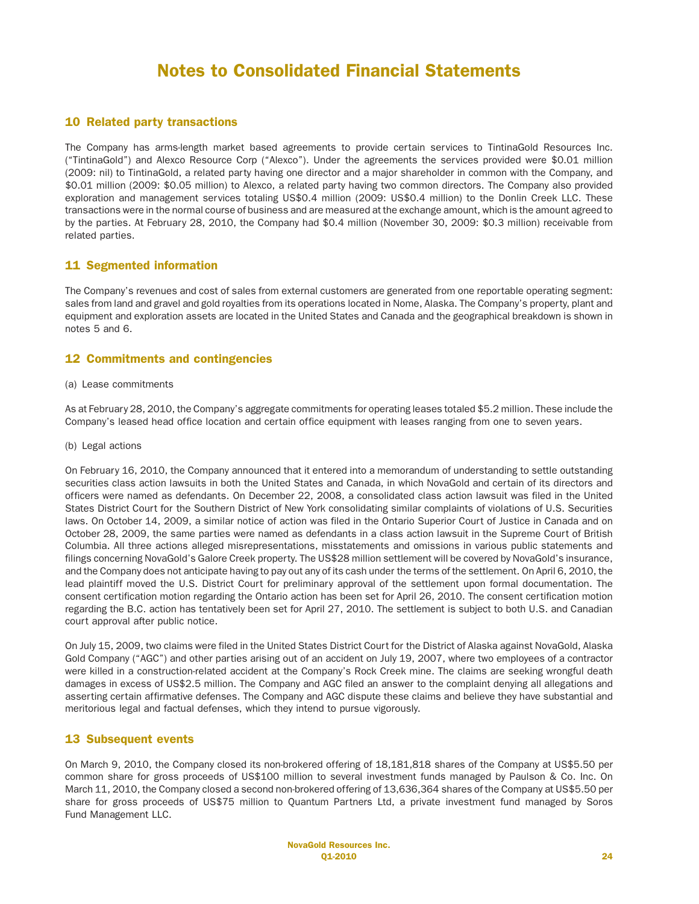# Notes to Consolidated Financial Statements

## 10 Related party transactions

The Company has arms-length market based agreements to provide certain services to TintinaGold Resources Inc. ("TintinaGold") and Alexco Resource Corp ("Alexco"). Under the agreements the services provided were $0.01 million (2009: nil) to TintinaGold, a related party having one director and a major shareholder in common with the Company, and $0.01 million (2009: $0.05 million) to Alexco, a related party having two common directors. The Company also provided exploration and management services totaling US$0.4 million (2009: US$0.4 million) to the Donlin Creek LLC. These transactions were in the normal course of business and are measured at the exchange amount, which is the amount agreed to by the parties. At February 28, 2010, the Company had $0.4 million (November 30, 2009: $0.3 million) receivable from related parties.

## 11 Segmented information

The Company's revenues and cost of sales from external customers are generated from one reportable operating segment: sales from land and gravel and gold royalties from its operations located in Nome, Alaska. The Company's property, plant and equipment and exploration assets are located in the United States and Canada and the geographical breakdown is shown in notes 5 and 6.

## 12 Commitments and contingencies

(a) Lease commitments

As at February 28, 2010, the Company's aggregate commitments for operating leases totaled $5.2 million. These include the Company's leased head office location and certain office equipment with leases ranging from one to seven years.

(b) Legal actions

On February 16, 2010, the Company announced that it entered into a memorandum of understanding to settle outstanding securities class action lawsuits in both the United States and Canada, in which NovaGold and certain of its directors and officers were named as defendants. On December 22, 2008, a consolidated class action lawsuit was filed in the United States District Court for the Southern District of New York consolidating similar complaints of violations of U.S. Securities laws. On October 14, 2009, a similar notice of action was filed in the Ontario Superior Court of Justice in Canada and on October 28, 2009, the same parties were named as defendants in a class action lawsuit in the Supreme Court of British Columbia. All three actions alleged misrepresentations, misstatements and omissions in various public statements and filings concerning NovaGold's Galore Creek property. The US$28 million settlement will be covered by NovaGold's insurance, and the Company does not anticipate having to pay out any of its cash under the terms of the settlement. On April 6, 2010, the lead plaintiff moved the U.S. District Court for preliminary approval of the settlement upon formal documentation. The consent certification motion regarding the Ontario action has been set for April 26, 2010. The consent certification motion regarding the B.C. action has tentatively been set for April 27, 2010. The settlement is subject to both U.S. and Canadian court approval after public notice.

On July 15, 2009, two claims were filed in the United States District Court for the District of Alaska against NovaGold, Alaska Gold Company ("AGC") and other parties arising out of an accident on July 19, 2007, where two employees of a contractor were killed in a construction-related accident at the Company's Rock Creek mine. The claims are seeking wrongful death damages in excess of US$2.5 million. The Company and AGC filed an answer to the complaint denying all allegations and asserting certain affirmative defenses. The Company and AGC dispute these claims and believe they have substantial and meritorious legal and factual defenses, which they intend to pursue vigorously.

## 13 Subsequent events

On March 9, 2010, the Company closed its non-brokered offering of 18,181,818 shares of the Company at US$5.50 per common share for gross proceeds of US$100 million to several investment funds managed by Paulson & Co. Inc. On March 11, 2010, the Company closed a second non-brokered offering of 13,636,364 shares of the Company at US$5.50 per share for gross proceeds of US$75 million to Quantum Partners Ltd, a private investment fund managed by Soros Fund Management LLC.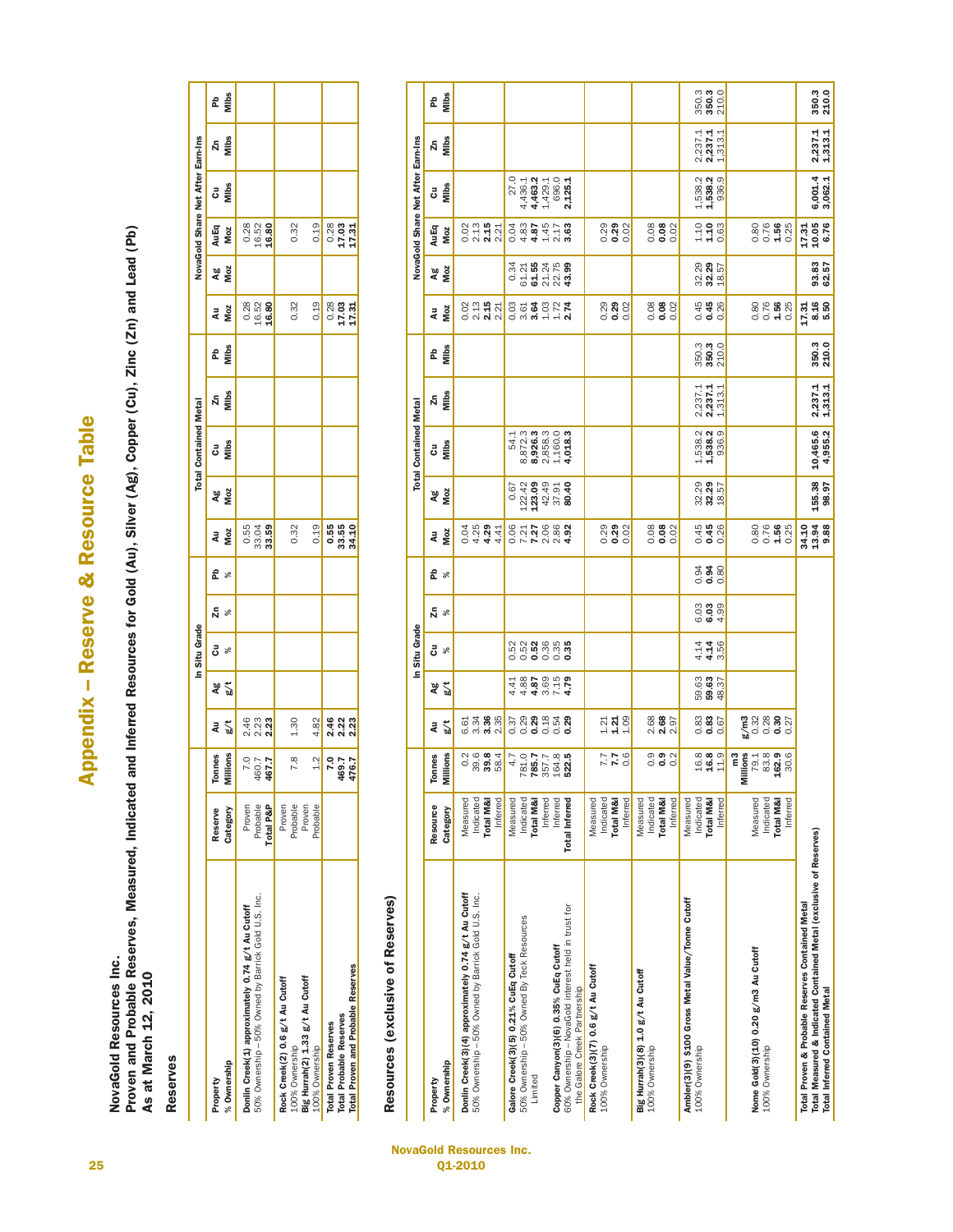# Appendix – Reserve & Resource Table

**NovaGold Resources Inc.**
**Proven and Probable Reserves, Measured, Indicated and Inferred Resources for Gold (Au), Silver (Ag), Copper (Cu), Zinc (Zn) and Lead (Pb)**
**As at March 12, 2010**

## Reserves

| Property % Ownership | Reserve Category | Tonnes Millions | In Situ Grade Au g/t | Ag g/t | Cu % | Zn % | Pb % | Total Contained Metal Au Moz | Ag Moz | Cu Mlbs | Zn Mlbs | Pb Mlbs | NovaGold Share Net After Earn-Ins Au Moz | Ag Moz | AuEq Moz | Cu Mlbs | Zn Mlbs | Pb Mlbs |
|---|---|---|---|---|---|---|---|---|---|---|---|---|---|---|---|---|---|---|
| **Donlin Creek(1) approximately 0.74 g/t Au Cutoff** 50% Ownership – 50% Owned by Barrick Gold U.S. Inc. | Proven | 7.0 | 2.46 | | | | | 0.55 | | | | | 0.28 | | 0.28 | | | |
| | Probable | 460.7 | 2.23 | | | | | 33.04 | | | | | 16.52 | | 16.52 | | | |
| | **Total P&P** | **467.7** | **2.23** | | | | | **33.59** | | | | | **16.80** | | **16.80** | | | |
| **Rock Creek(2) 0.6 g/t Au Cutoff** 100% Ownership | Proven | | | | | | | | | | | | | | | | | |
| | Probable | 7.8 | 1.30 | | | | | 0.32 | | | | | 0.32 | | 0.32 | | | |
| **Big Hurrah(2) 1.33 g/t Au Cutoff** 100% Ownership | Proven | | | | | | | | | | | | | | | | | |
| | Probable | 1.2 | 4.82 | | | | | 0.19 | | | | | 0.19 | | 0.19 | | | |
| **Total Proven Reserves** | | **7.0** | **2.46** | | | | | **0.55** | | | | | **0.28** | | **0.28** | | | |
| **Total Probable Reserves** | | **469.7** | **2.22** | | | | | **33.55** | | | | | **17.03** | | **17.03** | | | |
| **Total Proven and Probable Reserves** | | **476.7** | **2.23** | | | | | **34.10** | | | | | **17.31** | | **17.31** | | | |

## Resources (exclusive of Reserves)

| Property % Ownership | Resource Category | Tonnes Millions | In Situ Grade Au g/t | Ag g/t | Cu % | Zn % | Pb % | Total Contained Metal Au Moz | Ag Moz | Cu Mlbs | Zn Mlbs | Pb Mlbs | NovaGold Share Net After Earn-Ins Au Moz | Ag Moz | AuEq Moz | Cu Mlbs | Zn Mlbs | Pb Mlbs |
|---|---|---|---|---|---|---|---|---|---|---|---|---|---|---|---|---|---|---|
| **Donlin Creek(3)(4) approximately 0.74 g/t Au Cutoff** 50% Ownership – 50% Owned by Barrick Gold U.S. Inc. | Measured | 0.2 | 6.61 | | | | | 0.04 | | | | | 0.02 | | 0.02 | | | |
| | Indicated | 39.6 | 3.34 | | | | | 4.25 | | | | | 2.13 | | 2.13 | | | |
| | **Total M&I** | **39.8** | **3.36** | | | | | **4.29** | | | | | **2.15** | | **2.15** | | | |
| | Inferred | 58.4 | 2.35 | | | | | 4.41 | | | | | 2.21 | | 2.21 | | | |
| **Galore Creek(3)(5) 0.21% CuEq Cutoff** 50% Ownership – 50% Owned By Teck Resources Limited | Measured | 4.7 | 0.37 | 4.41 | 0.52 | | | 0.06 | 0.67 | 54.1 | | | 0.03 | 0.34 | 0.04 | 27.0 | | |
| | Indicated | 781.0 | 0.29 | 4.88 | 0.52 | | | 7.21 | 122.42 | 8,872.3 | | | 3.61 | 61.21 | 4.83 | 4,436.1 | | |
| | **Total M&I** | **785.7** | **0.29** | **4.87** | **0.52** | | | **7.27** | **123.09** | **8,926.3** | | | **3.64** | **61.55** | **4.87** | **4,463.2** | | |
| | Inferred | 357.7 | 0.18 | 3.69 | 0.36 | | | 2.06 | 42.49 | 2,858.3 | | | 1.03 | 21.24 | 1.45 | 1,429.1 | | |
| **Copper Canyon(3)(6) 0.35% CuEq Cutoff** 60% Ownership – NovaGold interest held in trust for the Galore Creek Partnership | Inferred | 164.8 | 0.54 | 7.15 | 0.35 | | | 2.86 | 37.91 | 1,160.0 | | | 1.72 | 22.75 | 2.17 | 696.0 | | |
| | **Total Inferred** | **522.5** | **0.29** | **4.79** | **0.35** | | | **4.92** | **80.40** | **4,018.3** | | | **2.74** | **43.99** | **3.63** | **2,125.1** | | |
| **Rock Creek(3)(7) 0.6 g/t Au Cutoff** 100% Ownership | Measured | | | | | | | | | | | | | | | | | |
| | Indicated | 7.7 | 1.21 | | | | | 0.29 | | | | | 0.29 | | 0.29 | | | |
| | **Total M&I** | **7.7** | **1.21** | | | | | **0.29** | | | | | **0.29** | | **0.29** | | | |
| | Inferred | 0.6 | 1.09 | | | | | 0.02 | | | | | 0.02 | | 0.02 | | | |
| **Big Hurrah(3)(8) 1.0 g/t Au Cutoff** 100% Ownership | Measured | | | | | | | | | | | | | | | | | |
| | Indicated | 0.9 | 2.68 | | | | | 0.08 | | | | | 0.08 | | 0.08 | | | |
| | **Total M&I** | **0.9** | **2.68** | | | | | **0.08** | | | | | **0.08** | | **0.08** | | | |
| | Inferred | 0.2 | 2.97 | | | | | 0.02 | | | | | 0.02 | | 0.02 | | | |
| **Ambler(3)(9) $100 Gross Metal Value/Tonne Cutoff** 100% Ownership | Measured | | | | | | | | | | | | | | | | | |
| | Indicated | 16.8 | 0.83 | 59.63 | 4.14 | 6.03 | 0.94 | 0.45 | 32.29 | 1,538.2 | 2,237.1 | 350.3 | 0.45 | 32.29 | 1.10 | 1,538.2 | 2,237.1 | 350.3 |
| | **Total M&I** | **16.8** | **0.83** | **59.63** | **4.14** | **6.03** | **0.94** | **0.45** | **32.29** | **1,538.2** | **2,237.1** | **350.3** | **0.45** | **32.29** | **1.10** | **1,538.2** | **2,237.1** | **350.3** |
| | Inferred | 11.9 | 0.67 | 48.37 | 3.56 | 4.99 | 0.80 | 0.26 | 18.57 | 936.9 | 1,313.1 | 210.0 | 0.26 | 18.57 | 0.63 | 936.9 | 1,313.1 | 210.0 |
| | | **m3 Millions** | **g/m3** | | | | | | | | | | | | | | | |
| **Nome Gold(3)(10) 0.20 g/m3 Au Cutoff** 100% Ownership | Measured | 79.1 | 0.32 | | | | | 0.80 | | | | | 0.80 | | 0.80 | | | |
| | Indicated | 83.8 | 0.28 | | | | | 0.76 | | | | | 0.76 | | 0.76 | | | |
| | **Total M&I** | **162.9** | **0.30** | | | | | **1.56** | | | | | **1.56** | | **1.56** | | | |
| | Inferred | 30.6 | 0.27 | | | | | 0.25 | | | | | 0.25 | | 0.25 | | | |
| **Total Proven & Probable Reserves Contained Metal** | | | | | | | | **34.10** | | | | | **17.31** | | **17.31** | | | |
| **Total Measured & Indicated Contained Metal (exclusive of Reserves)** | | | | | | | | **13.94** | **155.38** | **10,465.6** | **2,237.1** | **350.3** | **8.16** | **93.83** | **10.05** | **6,001.4** | **2,237.1** | **350.3** |
| **Total Inferred Contained Metal** | | | | | | | | **9.88** | **98.97** | **4,955.2** | **1,313.1** | **210.0** | **5.50** | **62.57** | **6.76** | **3,062.1** | **1,313.1** | **210.0** |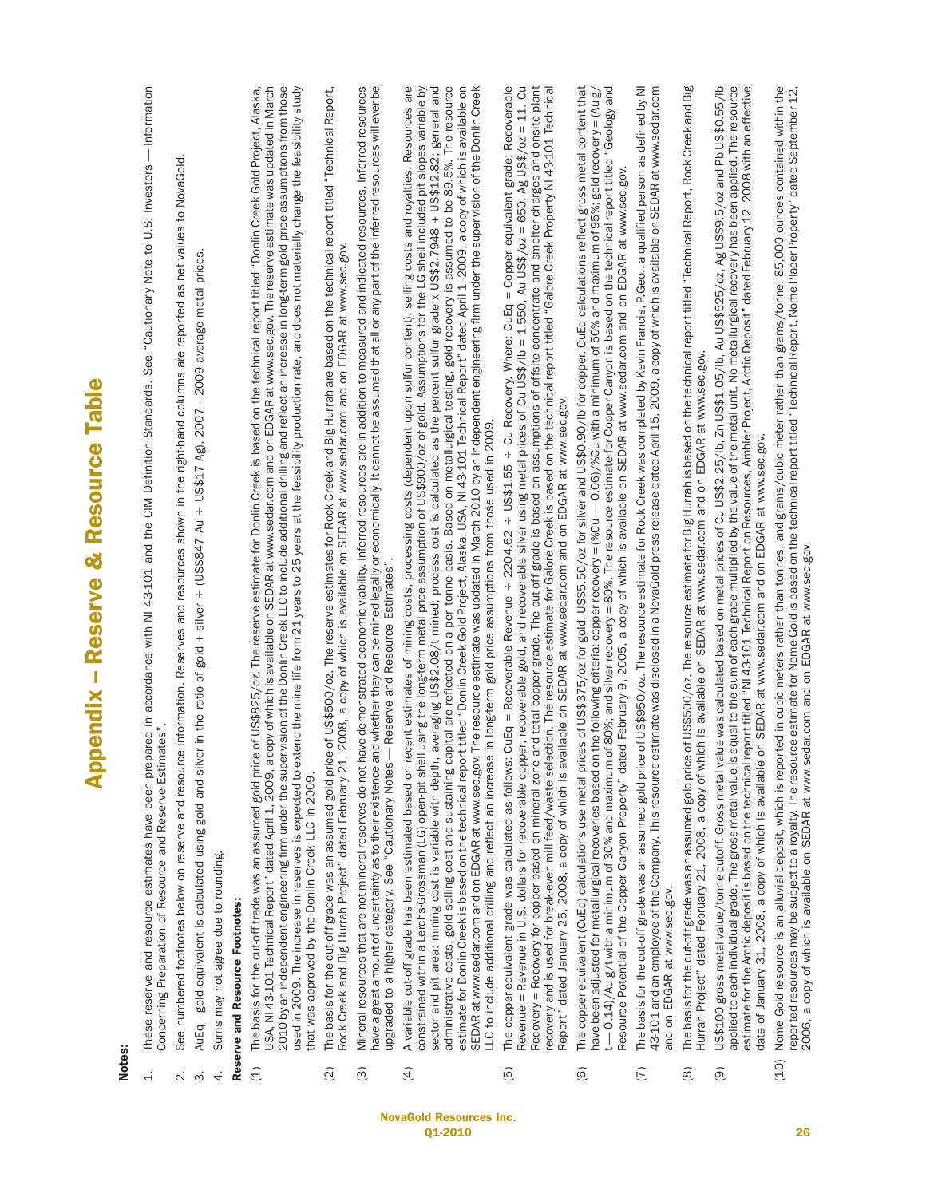# Appendix – Reserve & Resource Table

**Notes:**

1. These reserve and resource estimates have been prepared in accordance with NI 43-101 and the CIM Definition Standards. See "Cautionary Note to U.S. Investors — Information Concerning Preparation of Resource and Reserve Estimates".
2. See numbered footnotes below on reserve and resource information. Reserves and resources shown in the right-hand columns are reported as net values to NovaGold.
3. AuEq – gold equivalent is calculated using gold and silver in the ratio of gold + silver ÷ (US$847 Au ÷ US$17 Ag), 2007 – 2009 average metal prices.
4. Sums may not agree due to rounding.

**Reserve and Resource Footnotes:**

(1) The basis for the cut-off trade was an assumed gold price of US$825/oz. The reserve estimate for Donlin Creek is based on the technical report titled "Donlin Creek Gold Project, Alaska, USA, NI 43-101 Technical Report" dated April 1, 2009, a copy of which is available on SEDAR at www.sedar.com and on EDGAR at www.sec.gov. The reserve estimate was updated in March 2010 by an independent engineering firm under the supervision of the Donlin Creek LLC to include additonal drilling and reflect an increase in long-term gold price assumptions from those used in 2009. The increase in reserves is expected to extend the mine life from 21 years to 25 years at the feasibility production rate, and does not materially change the feasibility study that was approved by the Donlin Creek LLC in 2009.

(2) The basis for the cut-off grade was an assumed gold price of US$500/oz. The reserve estimates for Rock Creek and Big Hurrah are based on the technical report titled "Technical Report, Rock Creek and Big Hurrah Project" dated February 21, 2008, a copy of which is available on SEDAR at www.sedar.com and on EDGAR at www.sec.gov.

(3) Mineral resources that are not mineral reserves do not have demonstrated economic viability. Inferred resources are in addition to measured and indicated resources. Inferred resources have a great amount of uncertainty as to their existence and whether they can be mined legally or economically. It cannot be assumed that all or any part of the inferred resources will ever be upgraded to a higher category. See "Cautionary Notes — Reserve and Resource Estimates".

(4) A variable cut-off grade has been estimated based on recent estimates of mining costs, processing costs (dependent upon sulfur content), selling costs and royalties. Resources are constrained within a Lerchs-Grossman (LG) open-pit shell using the long-term metal price assumption of US$900/oz of gold. Assumptions for the LG shell included pit slopes variable by sector and pit area: mining cost is variable with depth, averaging US$2.08/t mined; process cost is calculated as the percent sulfur grade x US$2.7948 + US$12.82; general and administrative costs, gold selling cost and sustaining capital are reflected on a per tonne basis. Based on metallurgical testing, gold recovery is assumed to be 89.5%. The resource estimate for Donlin Creek is based on the technical report titled "Donlin Creek Gold Project, Alaska, USA, NI 43-101 Technical Report" dated April 1, 2009, a copy of which is available on SEDAR at www.sedar.com and on EDGAR at www.sec.gov. The resource estimate was updated in March 2010 by an independent engineering firm under the supervision of the Donlin Creek LLC to include additional drilling and reflect an increase in long-term gold price assumptions from those used in 2009.

(5) The copper-equivalent grade was calculated as follows: CuEq = Recoverable Revenue ÷ 2204.62 ÷ US$1.55 ÷ Cu Recovery. Where: CuEq = Copper equivalent grade; Recoverable Revenue = Revenue in U.S. dollars for recoverable copper, recoverable gold, and recoverable silver using metal prices of Cu US$/lb = 1.550, Au US$/oz = 650, Ag US$/oz = 11. Cu Recovery = Recovery for copper based on mineral zone and total copper grade. The cut-off grade is based on assumptions of offsite concentrate and smelter charges and onsite plant recovery and is used for break-even mill feed/waste selection. The resource estimate for Galore Creek is based on the technical report titled "Galore Creek Property NI 43-101 Technical Report" dated January 25, 2008, a copy of which is available on SEDAR at www.sedar.com and on EDGAR at www.sec.gov.

(6) The copper equivalent (CuEq) calculations use metal prices of US$375/oz for gold, US$5.50/oz for silver and US$0.90/lb for copper. CuEq calculations reflect gross metal content that have been adjusted for metallurgical recoveries based on the following criteria: copper recovery = (%Cu — 0.06)/%Cu with a minimum of 50% and maximum of 95%; gold recovery = (Au g/t — 0.14)/Au g/t with a minimum of 30% and maximum of 80%; and silver recovery = 80%. The resource estimate for Copper Canyon is based on the technical report titled "Geology and Resource Potential of the Copper Canyon Property" dated February 9, 2005, a copy of which is available on SEDAR at www.sedar.com and on EDGAR at www.sec.gov.

(7) The basis for the cut-off grade was an assumed gold price of US$950/oz. The resource estimate for Rock Creek was completed by Kevin Francis, P.Geo., a qualified person as defined by NI 43-101 and an employee of the Company. This resource estimate was disclosed in a NovaGold press release dated April 15, 2009, a copy of which is available on SEDAR at www.sedar.com and on EDGAR at www.sec.gov.

(8) The basis for the cut-off grade was an assumed gold price of US$500/oz. The resource estimate for Big Hurrah is based on the technical report titled "Technical Report, Rock Creek and Big Hurrah Project" dated February 21, 2008, a copy of which is available on SEDAR at www.sedar.com and on EDGAR at www.sec.gov.

(9) US$100 gross metal value/tonne cutoff. Gross metal value was calculated based on metal prices of Cu US$2.25/lb, Zn US$1.05/lb, Au US$525/oz, Ag US$9.5/oz and Pb US$0.55/lb applied to each individual grade. The gross metal value is equal to the sum of each grade multiplied by the value of the metal unit. No metallurgical recovery has been applied. The resource estimate for the Arctic deposit is based on the technical report titled "NI 43-101 Technical Report on Resources, Ambler Project, Arctic Deposit" dated February 12, 2008 with an effective date of January 31, 2008, a copy of which is available on SEDAR at www.sedar.com and on EDGAR at www.sec.gov.

(10) Nome Gold resource is an alluvial deposit, which is reported in cubic meters rather than tonnes, and grams/cubic meter rather than grams/tonne. 85,000 ounces contained within the reported resources may be subject to a royalty. The resource estimate for Nome Gold is based on the technical report titled "Technical Report, Nome Placer Property" dated September 12, 2006, a copy of which is available on SEDAR at www.sedar.com and on EDGAR at www.sec.gov.